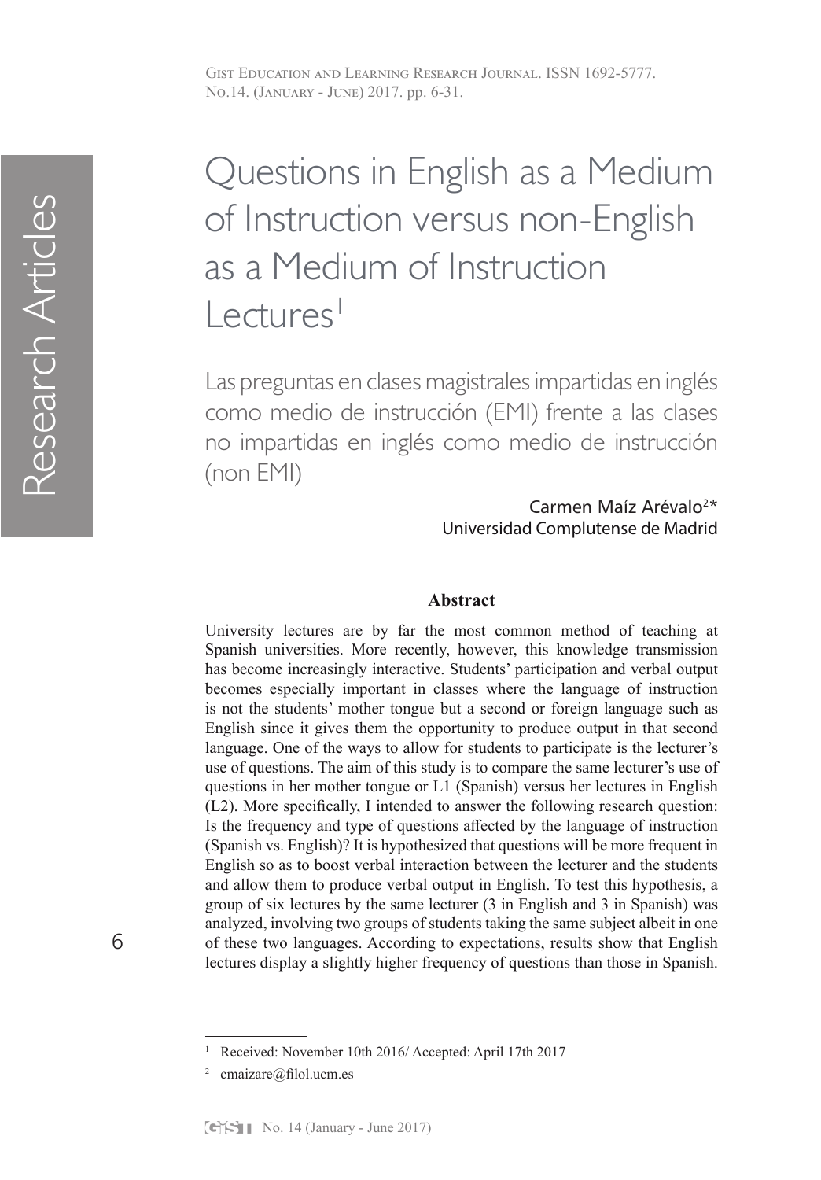# Questions in English as a Medium of Instruction versus non-English as a Medium of Instruction Lectures[1]

## Las preguntas en clases magistrales impartidas en inglés como medio de instrucción (EMI) frente a las clases no impartidas en inglés como medio de instrucción (non EMI)

Carmen Maíz Arévalo[2]*
Universidad Complutense de Madrid

### Abstract

University lectures are by far the most common method of teaching at Spanish universities. More recently, however, this knowledge transmission has become increasingly interactive. Students' participation and verbal output becomes especially important in classes where the language of instruction is not the students' mother tongue but a second or foreign language such as English since it gives them the opportunity to produce output in that second language. One of the ways to allow for students to participate is the lecturer's use of questions. The aim of this study is to compare the same lecturer's use of questions in her mother tongue or L1 (Spanish) versus her lectures in English (L2). More specifically, I intended to answer the following research question: Is the frequency and type of questions affected by the language of instruction (Spanish vs. English)? It is hypothesized that questions will be more frequent in English so as to boost verbal interaction between the lecturer and the students and allow them to produce verbal output in English. To test this hypothesis, a group of six lectures by the same lecturer (3 in English and 3 in Spanish) was analyzed, involving two groups of students taking the same subject albeit in one of these two languages. According to expectations, results show that English lectures display a slightly higher frequency of questions than those in Spanish.

---

[1] Received: November 10th 2016/ Accepted: April 17th 2017

[2] cmaizare@filol.ucm.es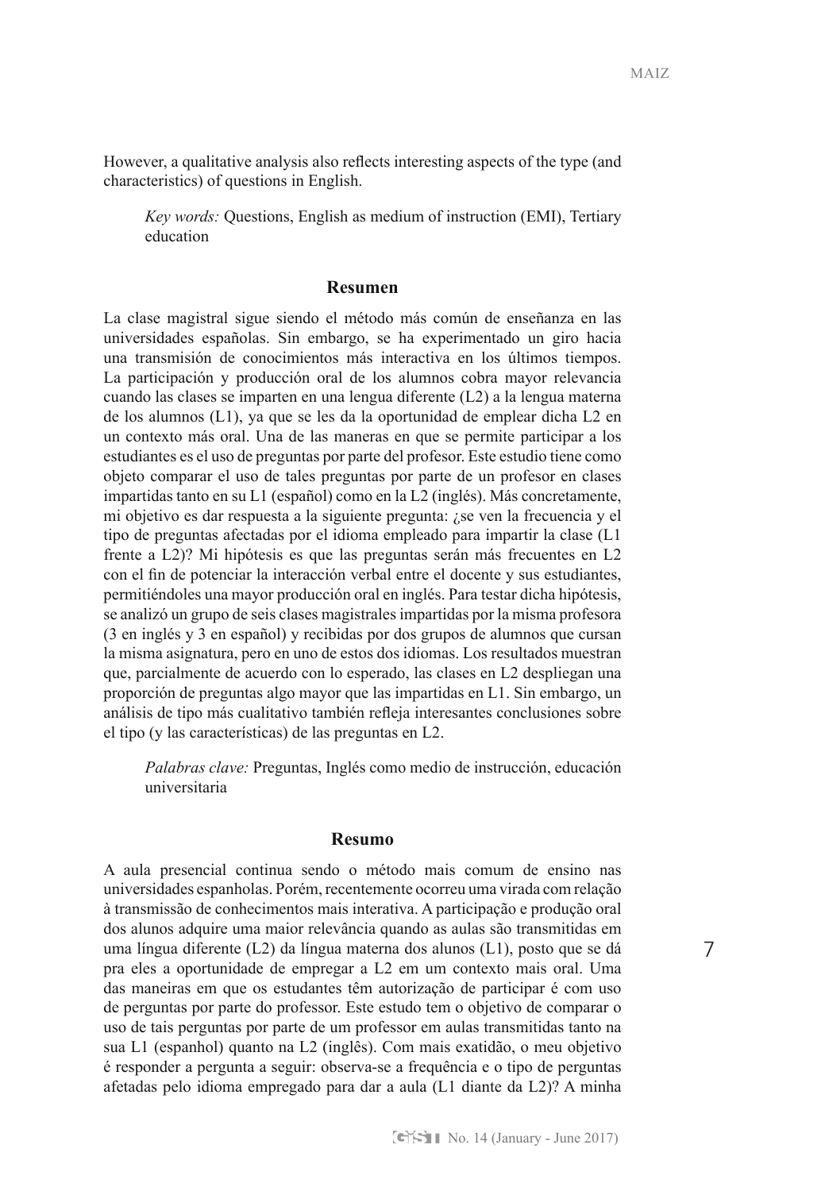However, a qualitative analysis also reflects interesting aspects of the type (and characteristics) of questions in English.

*Key words:* Questions, English as medium of instruction (EMI), Tertiary education

## Resumen

La clase magistral sigue siendo el método más común de enseñanza en las universidades españolas. Sin embargo, se ha experimentado un giro hacia una transmisión de conocimientos más interactiva en los últimos tiempos. La participación y producción oral de los alumnos cobra mayor relevancia cuando las clases se imparten en una lengua diferente (L2) a la lengua materna de los alumnos (L1), ya que se les da la oportunidad de emplear dicha L2 en un contexto más oral. Una de las maneras en que se permite participar a los estudiantes es el uso de preguntas por parte del profesor. Este estudio tiene como objeto comparar el uso de tales preguntas por parte de un profesor en clases impartidas tanto en su L1 (español) como en la L2 (inglés). Más concretamente, mi objetivo es dar respuesta a la siguiente pregunta: ¿se ven la frecuencia y el tipo de preguntas afectadas por el idioma empleado para impartir la clase (L1 frente a L2)? Mi hipótesis es que las preguntas serán más frecuentes en L2 con el fin de potenciar la interacción verbal entre el docente y sus estudiantes, permitiéndoles una mayor producción oral en inglés. Para testar dicha hipótesis, se analizó un grupo de seis clases magistrales impartidas por la misma profesora (3 en inglés y 3 en español) y recibidas por dos grupos de alumnos que cursan la misma asignatura, pero en uno de estos dos idiomas. Los resultados muestran que, parcialmente de acuerdo con lo esperado, las clases en L2 despliegan una proporción de preguntas algo mayor que las impartidas en L1. Sin embargo, un análisis de tipo más cualitativo también refleja interesantes conclusiones sobre el tipo (y las características) de las preguntas en L2.

*Palabras clave:* Preguntas, Inglés como medio de instrucción, educación universitaria

## Resumo

A aula presencial continua sendo o método mais comum de ensino nas universidades espanholas. Porém, recentemente ocorreu uma virada com relação à transmissão de conhecimentos mais interativa. A participação e produção oral dos alunos adquire uma maior relevância quando as aulas são transmitidas em uma língua diferente (L2) da língua materna dos alunos (L1), posto que se dá pra eles a oportunidade de empregar a L2 em um contexto mais oral. Uma das maneiras em que os estudantes têm autorização de participar é com uso de perguntas por parte do professor. Este estudo tem o objetivo de comparar o uso de tais perguntas por parte de um professor em aulas transmitidas tanto na sua L1 (espanhol) quanto na L2 (inglês). Com mais exatidão, o meu objetivo é responder a pergunta a seguir: observa-se a frequência e o tipo de perguntas afetadas pelo idioma empregado para dar a aula (L1 diante da L2)? A minha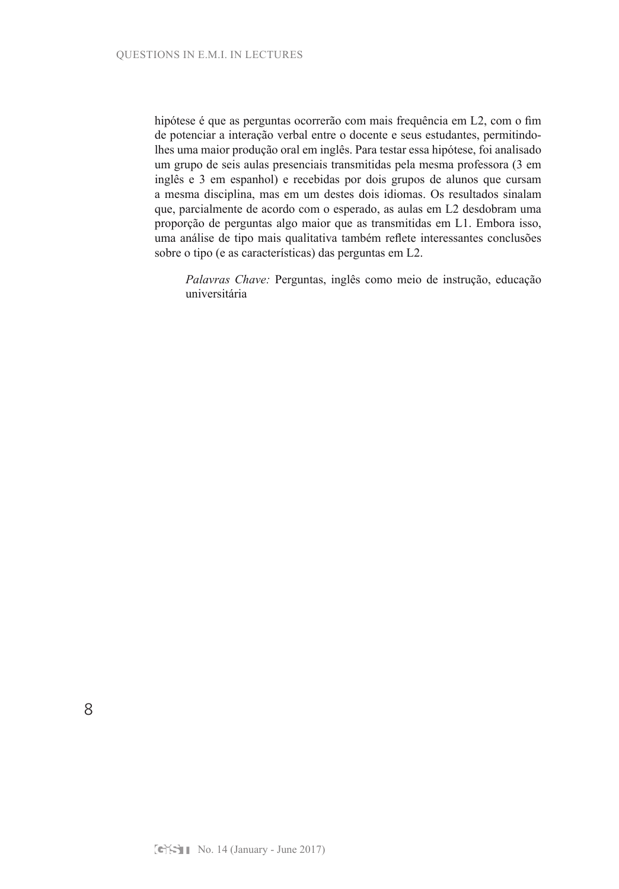hipótese é que as perguntas ocorrerão com mais frequência em L2, com o fim de potenciar a interação verbal entre o docente e seus estudantes, permitindo-lhes uma maior produção oral em inglês. Para testar essa hipótese, foi analisado um grupo de seis aulas presenciais transmitidas pela mesma professora (3 em inglês e 3 em espanhol) e recebidas por dois grupos de alunos que cursam a mesma disciplina, mas em um destes dois idiomas. Os resultados sinalam que, parcialmente de acordo com o esperado, as aulas em L2 desdobram uma proporção de perguntas algo maior que as transmitidas em L1. Embora isso, uma análise de tipo mais qualitativa também reflete interessantes conclusões sobre o tipo (e as características) das perguntas em L2.

*Palavras Chave:* Perguntas, inglês como meio de instrução, educação universitária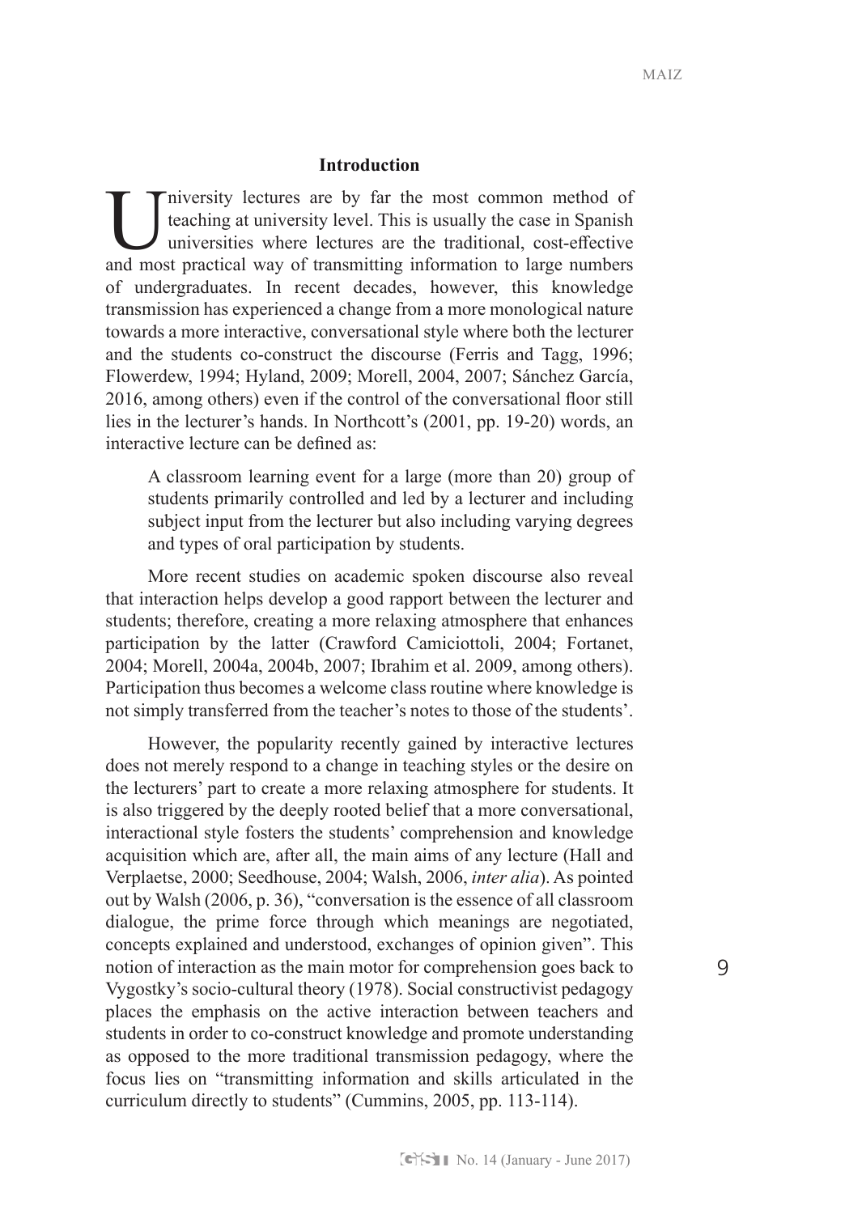## Introduction

University lectures are by far the most common method of teaching at university level. This is usually the case in Spanish universities where lectures are the traditional, cost-effective and most practical way of transmitting information to large numbers of undergraduates. In recent decades, however, this knowledge transmission has experienced a change from a more monological nature towards a more interactive, conversational style where both the lecturer and the students co-construct the discourse (Ferris and Tagg, 1996; Flowerdew, 1994; Hyland, 2009; Morell, 2004, 2007; Sánchez García, 2016, among others) even if the control of the conversational floor still lies in the lecturer's hands. In Northcott's (2001, pp. 19-20) words, an interactive lecture can be defined as:

> A classroom learning event for a large (more than 20) group of students primarily controlled and led by a lecturer and including subject input from the lecturer but also including varying degrees and types of oral participation by students.

More recent studies on academic spoken discourse also reveal that interaction helps develop a good rapport between the lecturer and students; therefore, creating a more relaxing atmosphere that enhances participation by the latter (Crawford Camiciottoli, 2004; Fortanet, 2004; Morell, 2004a, 2004b, 2007; Ibrahim et al. 2009, among others). Participation thus becomes a welcome class routine where knowledge is not simply transferred from the teacher's notes to those of the students'.

However, the popularity recently gained by interactive lectures does not merely respond to a change in teaching styles or the desire on the lecturers' part to create a more relaxing atmosphere for students. It is also triggered by the deeply rooted belief that a more conversational, interactional style fosters the students' comprehension and knowledge acquisition which are, after all, the main aims of any lecture (Hall and Verplaetse, 2000; Seedhouse, 2004; Walsh, 2006, *inter alia*). As pointed out by Walsh (2006, p. 36), "conversation is the essence of all classroom dialogue, the prime force through which meanings are negotiated, concepts explained and understood, exchanges of opinion given". This notion of interaction as the main motor for comprehension goes back to Vygostky's socio-cultural theory (1978). Social constructivist pedagogy places the emphasis on the active interaction between teachers and students in order to co-construct knowledge and promote understanding as opposed to the more traditional transmission pedagogy, where the focus lies on "transmitting information and skills articulated in the curriculum directly to students" (Cummins, 2005, pp. 113-114).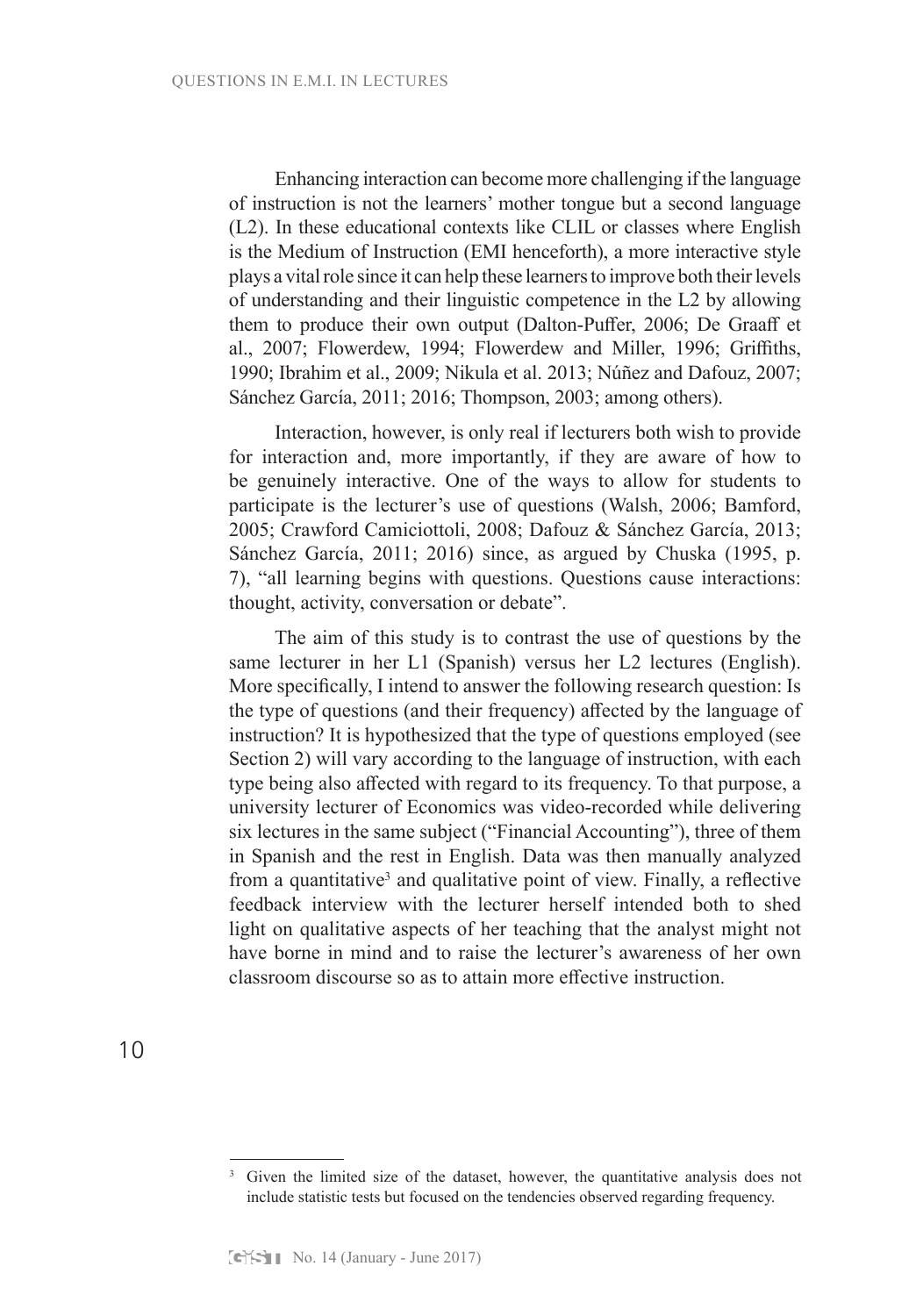Enhancing interaction can become more challenging if the language of instruction is not the learners' mother tongue but a second language (L2). In these educational contexts like CLIL or classes where English is the Medium of Instruction (EMI henceforth), a more interactive style plays a vital role since it can help these learners to improve both their levels of understanding and their linguistic competence in the L2 by allowing them to produce their own output (Dalton-Puffer, 2006; De Graaff et al., 2007; Flowerdew, 1994; Flowerdew and Miller, 1996; Griffiths, 1990; Ibrahim et al., 2009; Nikula et al. 2013; Núñez and Dafouz, 2007; Sánchez García, 2011; 2016; Thompson, 2003; among others).

Interaction, however, is only real if lecturers both wish to provide for interaction and, more importantly, if they are aware of how to be genuinely interactive. One of the ways to allow for students to participate is the lecturer's use of questions (Walsh, 2006; Bamford, 2005; Crawford Camiciottoli, 2008; Dafouz & Sánchez García, 2013; Sánchez García, 2011; 2016) since, as argued by Chuska (1995, p. 7), "all learning begins with questions. Questions cause interactions: thought, activity, conversation or debate".

The aim of this study is to contrast the use of questions by the same lecturer in her L1 (Spanish) versus her L2 lectures (English). More specifically, I intend to answer the following research question: Is the type of questions (and their frequency) affected by the language of instruction? It is hypothesized that the type of questions employed (see Section 2) will vary according to the language of instruction, with each type being also affected with regard to its frequency. To that purpose, a university lecturer of Economics was video-recorded while delivering six lectures in the same subject ("Financial Accounting"), three of them in Spanish and the rest in English. Data was then manually analyzed from a quantitative[3] and qualitative point of view. Finally, a reflective feedback interview with the lecturer herself intended both to shed light on qualitative aspects of her teaching that the analyst might not have borne in mind and to raise the lecturer's awareness of her own classroom discourse so as to attain more effective instruction.

---

[3] Given the limited size of the dataset, however, the quantitative analysis does not include statistic tests but focused on the tendencies observed regarding frequency.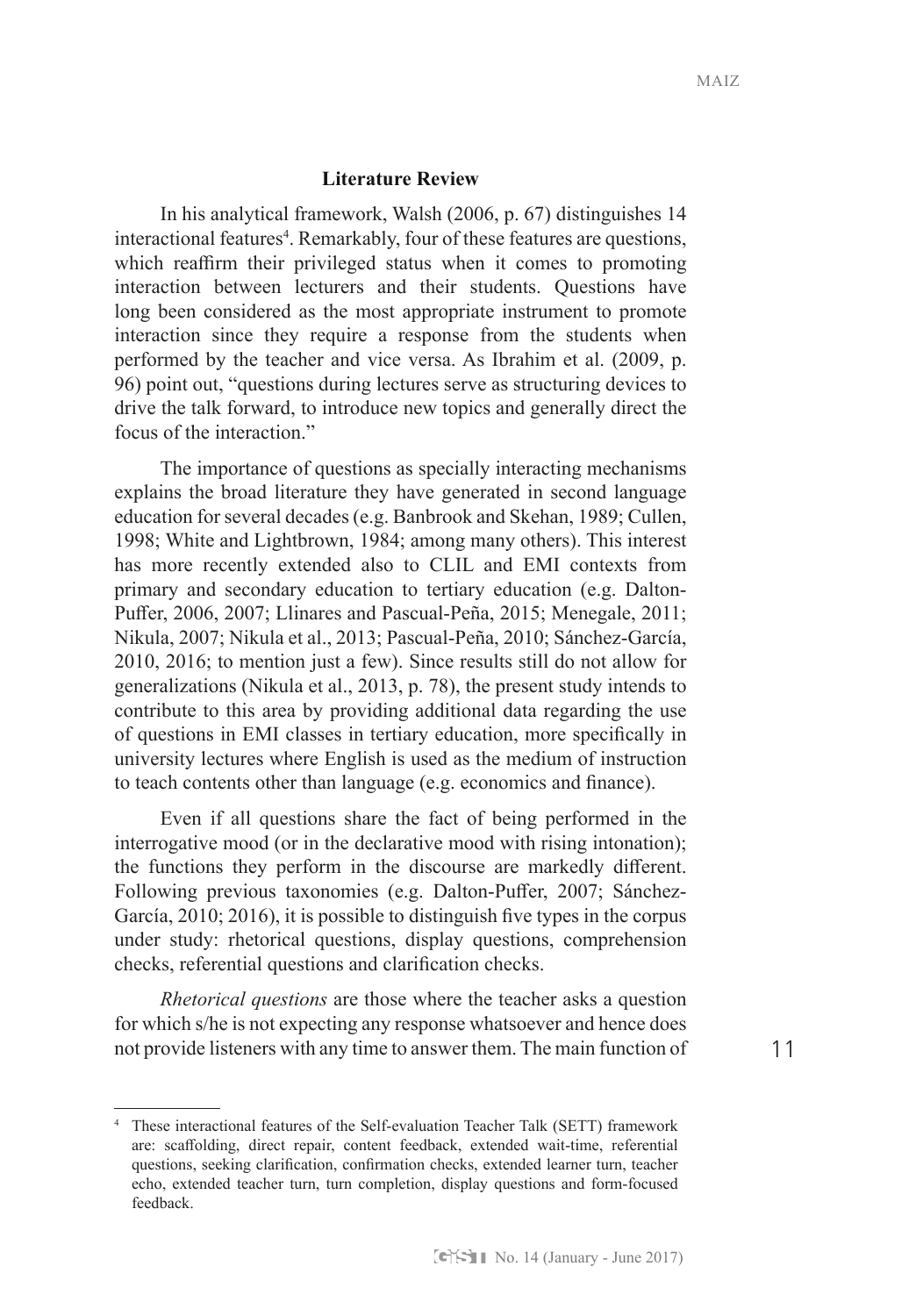## Literature Review

In his analytical framework, Walsh (2006, p. 67) distinguishes 14 interactional features[4]. Remarkably, four of these features are questions, which reaffirm their privileged status when it comes to promoting interaction between lecturers and their students. Questions have long been considered as the most appropriate instrument to promote interaction since they require a response from the students when performed by the teacher and vice versa. As Ibrahim et al. (2009, p. 96) point out, "questions during lectures serve as structuring devices to drive the talk forward, to introduce new topics and generally direct the focus of the interaction."

The importance of questions as specially interacting mechanisms explains the broad literature they have generated in second language education for several decades (e.g. Banbrook and Skehan, 1989; Cullen, 1998; White and Lightbrown, 1984; among many others). This interest has more recently extended also to CLIL and EMI contexts from primary and secondary education to tertiary education (e.g. Dalton-Puffer, 2006, 2007; Llinares and Pascual-Peña, 2015; Menegale, 2011; Nikula, 2007; Nikula et al., 2013; Pascual-Peña, 2010; Sánchez-García, 2010, 2016; to mention just a few). Since results still do not allow for generalizations (Nikula et al., 2013, p. 78), the present study intends to contribute to this area by providing additional data regarding the use of questions in EMI classes in tertiary education, more specifically in university lectures where English is used as the medium of instruction to teach contents other than language (e.g. economics and finance).

Even if all questions share the fact of being performed in the interrogative mood (or in the declarative mood with rising intonation); the functions they perform in the discourse are markedly different. Following previous taxonomies (e.g. Dalton-Puffer, 2007; Sánchez-García, 2010; 2016), it is possible to distinguish five types in the corpus under study: rhetorical questions, display questions, comprehension checks, referential questions and clarification checks.

*Rhetorical questions* are those where the teacher asks a question for which s/he is not expecting any response whatsoever and hence does not provide listeners with any time to answer them. The main function of

[4] These interactional features of the Self-evaluation Teacher Talk (SETT) framework are: scaffolding, direct repair, content feedback, extended wait-time, referential questions, seeking clarification, confirmation checks, extended learner turn, teacher echo, extended teacher turn, turn completion, display questions and form-focused feedback.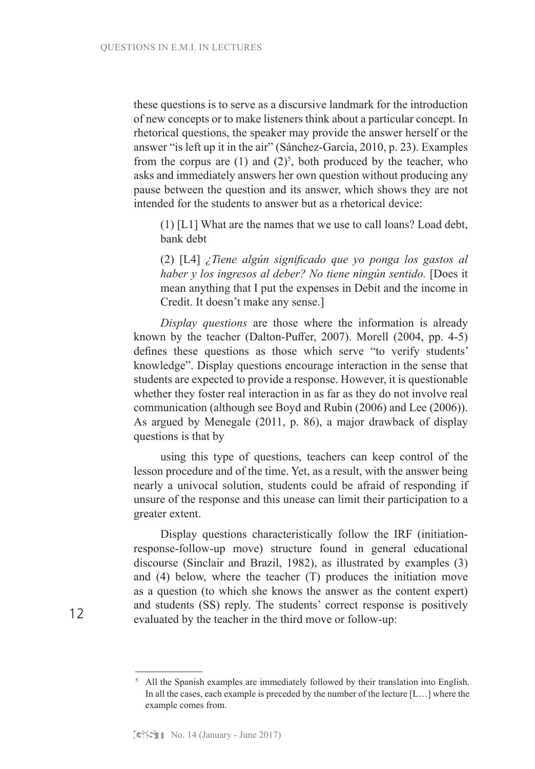these questions is to serve as a discursive landmark for the introduction of new concepts or to make listeners think about a particular concept. In rhetorical questions, the speaker may provide the answer herself or the answer "is left up it in the air" (Sánchez-García, 2010, p. 23). Examples from the corpus are (1) and (2)[5], both produced by the teacher, who asks and immediately answers her own question without producing any pause between the question and its answer, which shows they are not intended for the students to answer but as a rhetorical device:

> (1) [L1] What are the names that we use to call loans? Load debt, bank debt
>
> (2) [L4] *¿Tiene algún significado que yo ponga los gastos al haber y los ingresos al deber? No tiene ningún sentido.* [Does it mean anything that I put the expenses in Debit and the income in Credit. It doesn't make any sense.]

*Display questions* are those where the information is already known by the teacher (Dalton-Puffer, 2007). Morell (2004, pp. 4-5) defines these questions as those which serve "to verify students' knowledge". Display questions encourage interaction in the sense that students are expected to provide a response. However, it is questionable whether they foster real interaction in as far as they do not involve real communication (although see Boyd and Rubin (2006) and Lee (2006)). As argued by Menegale (2011, p. 86), a major drawback of display questions is that by

> using this type of questions, teachers can keep control of the lesson procedure and of the time. Yet, as a result, with the answer being nearly a univocal solution, students could be afraid of responding if unsure of the response and this unease can limit their participation to a greater extent.

Display questions characteristically follow the IRF (initiation-response-follow-up move) structure found in general educational discourse (Sinclair and Brazil, 1982), as illustrated by examples (3) and (4) below, where the teacher (T) produces the initiation move as a question (to which she knows the answer as the content expert) and students (SS) reply. The students' correct response is positively evaluated by the teacher in the third move or follow-up:

---

[5] All the Spanish examples are immediately followed by their translation into English. In all the cases, each example is preceded by the number of the lecture [L…] where the example comes from.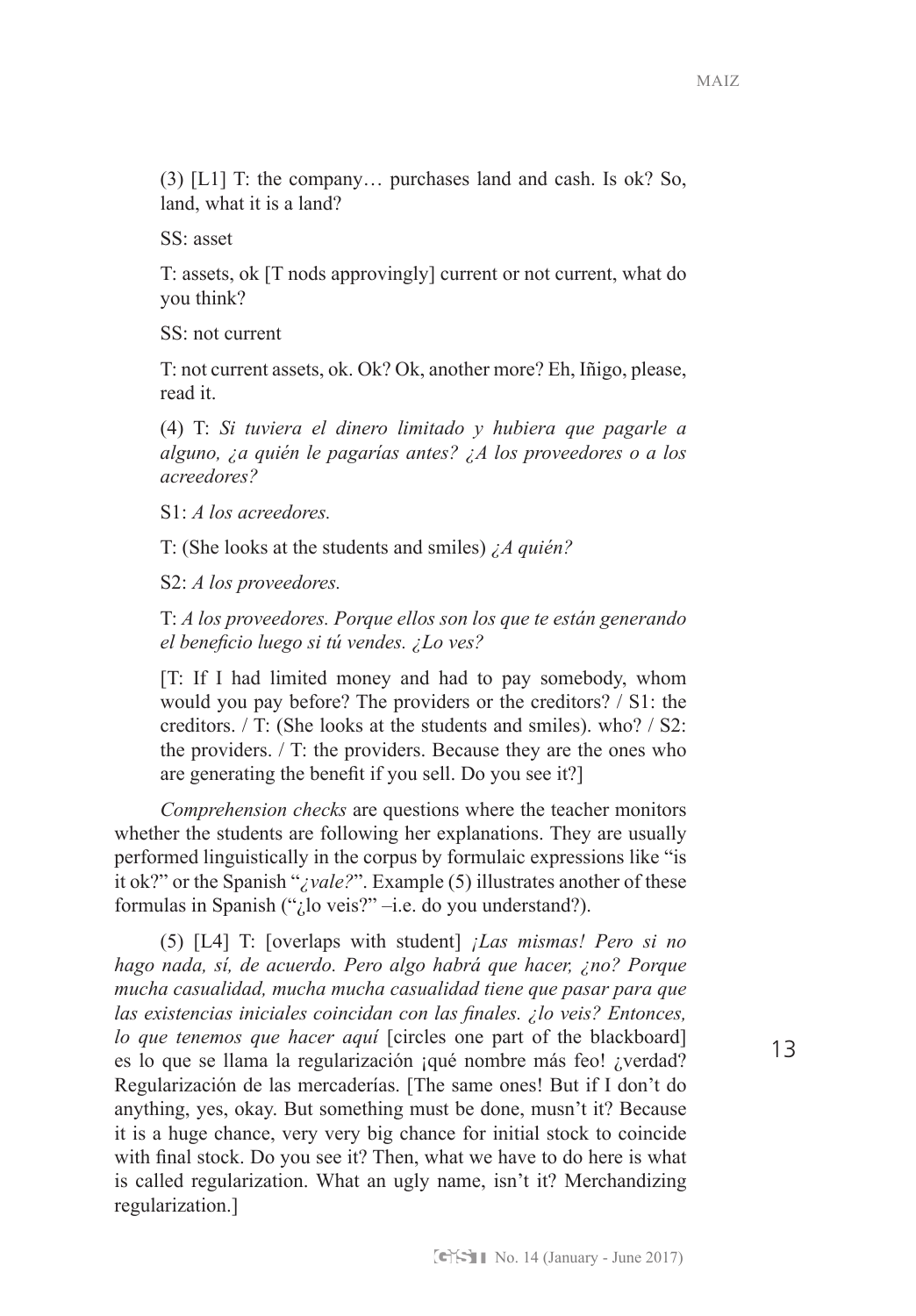(3) [L1] T: the company… purchases land and cash. Is ok? So, land, what it is a land?

SS: asset

T: assets, ok [T nods approvingly] current or not current, what do you think?

SS: not current

T: not current assets, ok. Ok? Ok, another more? Eh, Iñigo, please, read it.

(4) T: *Si tuviera el dinero limitado y hubiera que pagarle a alguno, ¿a quién le pagarías antes? ¿A los proveedores o a los acreedores?*

S1: *A los acreedores.*

T: (She looks at the students and smiles) *¿A quién?*

S2: *A los proveedores.*

T: *A los proveedores. Porque ellos son los que te están generando el beneficio luego si tú vendes. ¿Lo ves?*

[T: If I had limited money and had to pay somebody, whom would you pay before? The providers or the creditors? / S1: the creditors. / T: (She looks at the students and smiles). who? / S2: the providers. / T: the providers. Because they are the ones who are generating the benefit if you sell. Do you see it?]

*Comprehension checks* are questions where the teacher monitors whether the students are following her explanations. They are usually performed linguistically in the corpus by formulaic expressions like "is it ok?" or the Spanish "*¿vale?*". Example (5) illustrates another of these formulas in Spanish ("¿lo veis?" –i.e. do you understand?).

(5) [L4] T: [overlaps with student] *¡Las mismas! Pero si no hago nada, sí, de acuerdo. Pero algo habrá que hacer, ¿no? Porque mucha casualidad, mucha mucha casualidad tiene que pasar para que las existencias iniciales coincidan con las finales. ¿lo veis? Entonces, lo que tenemos que hacer aquí* [circles one part of the blackboard] es lo que se llama la regularización ¡qué nombre más feo! ¿verdad? Regularización de las mercaderías. [The same ones! But if I don't do anything, yes, okay. But something must be done, musn't it? Because it is a huge chance, very very big chance for initial stock to coincide with final stock. Do you see it? Then, what we have to do here is what is called regularization. What an ugly name, isn't it? Merchandizing regularization.]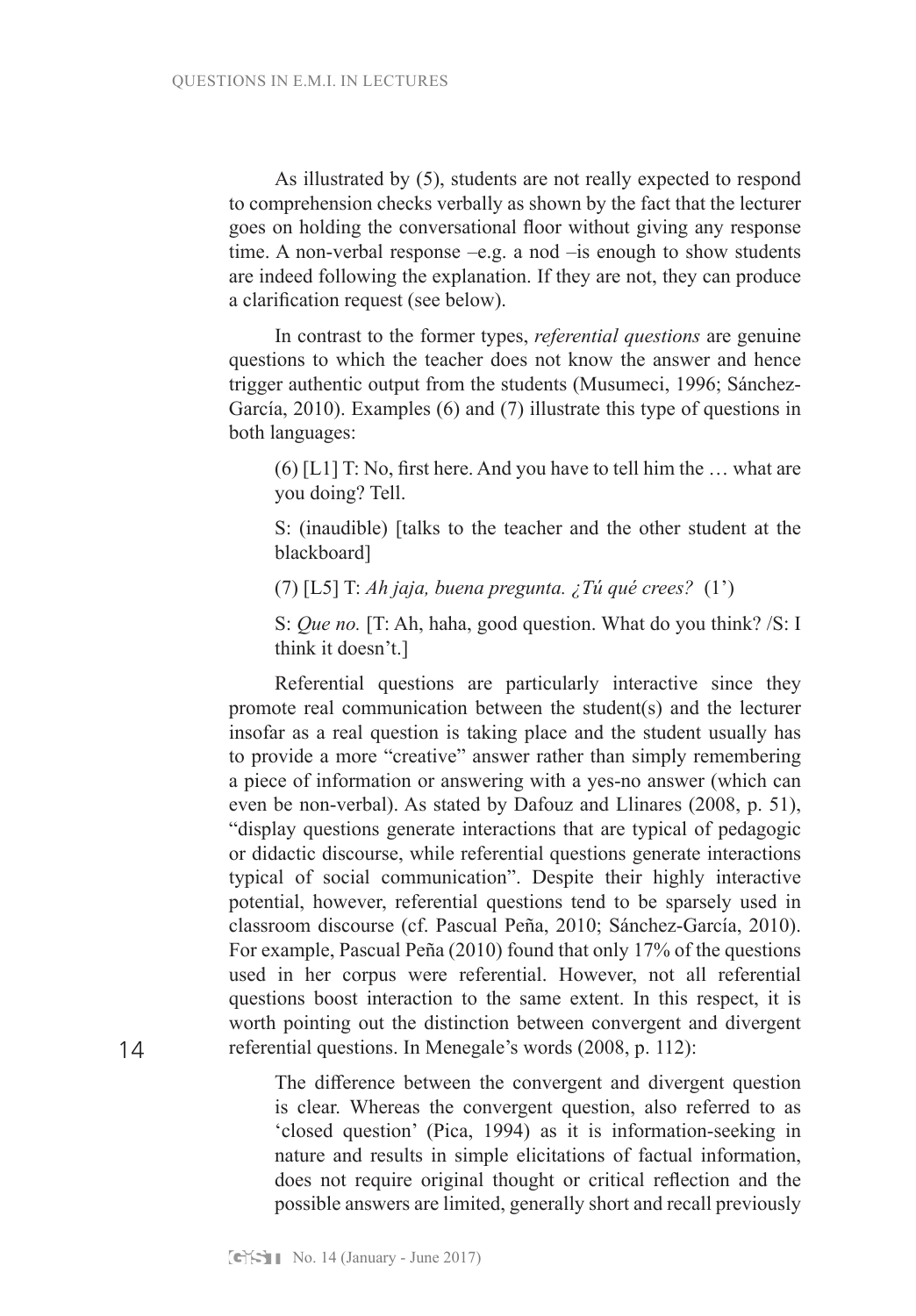As illustrated by (5), students are not really expected to respond to comprehension checks verbally as shown by the fact that the lecturer goes on holding the conversational floor without giving any response time. A non-verbal response –e.g. a nod –is enough to show students are indeed following the explanation. If they are not, they can produce a clarification request (see below).

In contrast to the former types, *referential questions* are genuine questions to which the teacher does not know the answer and hence trigger authentic output from the students (Musumeci, 1996; Sánchez-García, 2010). Examples (6) and (7) illustrate this type of questions in both languages:

> (6) [L1] T: No, first here. And you have to tell him the … what are you doing? Tell.
>
> S: (inaudible) [talks to the teacher and the other student at the blackboard]
>
> (7) [L5] T: *Ah jaja, buena pregunta. ¿Tú qué crees?* (1')
>
> S: *Que no.* [T: Ah, haha, good question. What do you think? /S: I think it doesn't.]

Referential questions are particularly interactive since they promote real communication between the student(s) and the lecturer insofar as a real question is taking place and the student usually has to provide a more "creative" answer rather than simply remembering a piece of information or answering with a yes-no answer (which can even be non-verbal). As stated by Dafouz and Llinares (2008, p. 51), "display questions generate interactions that are typical of pedagogic or didactic discourse, while referential questions generate interactions typical of social communication". Despite their highly interactive potential, however, referential questions tend to be sparsely used in classroom discourse (cf. Pascual Peña, 2010; Sánchez-García, 2010). For example, Pascual Peña (2010) found that only 17% of the questions used in her corpus were referential. However, not all referential questions boost interaction to the same extent. In this respect, it is worth pointing out the distinction between convergent and divergent referential questions. In Menegale's words (2008, p. 112):

> The difference between the convergent and divergent question is clear. Whereas the convergent question, also referred to as 'closed question' (Pica, 1994) as it is information-seeking in nature and results in simple elicitations of factual information, does not require original thought or critical reflection and the possible answers are limited, generally short and recall previously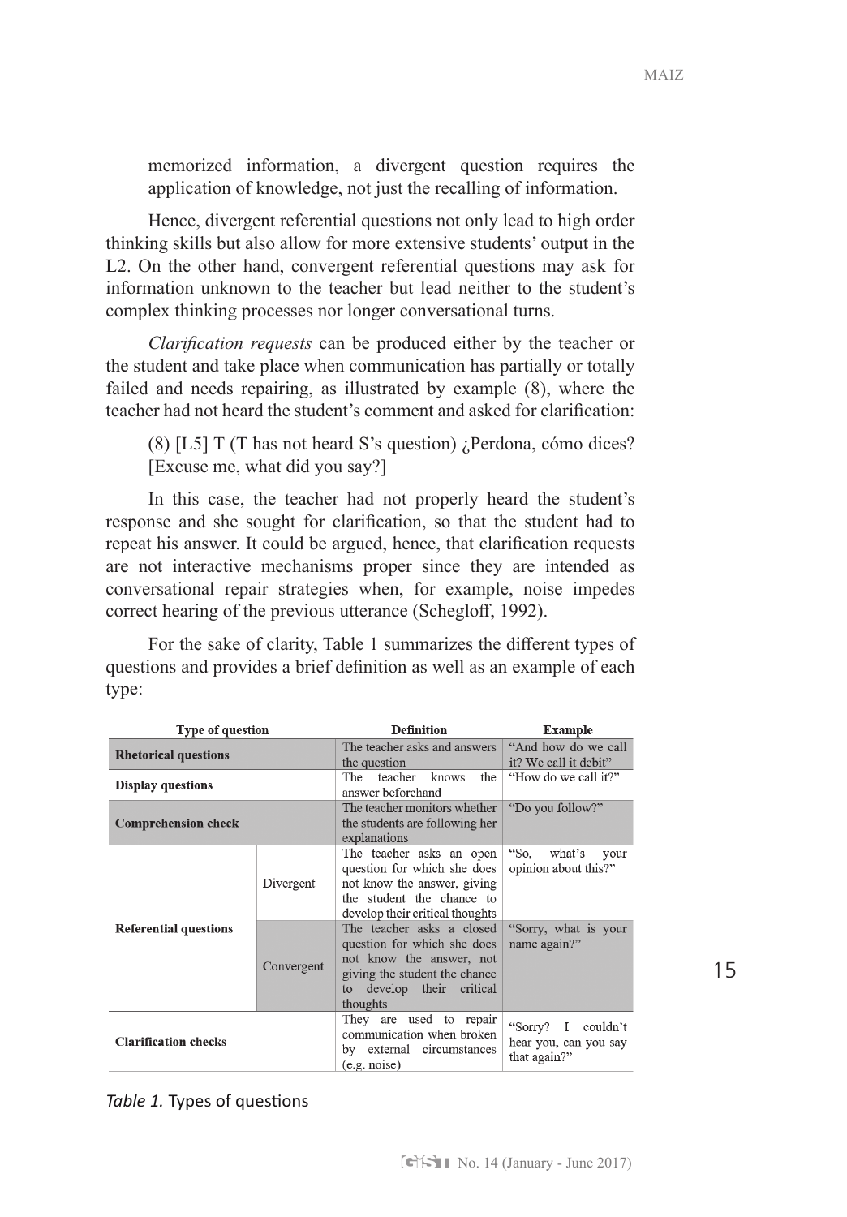memorized information, a divergent question requires the application of knowledge, not just the recalling of information.

Hence, divergent referential questions not only lead to high order thinking skills but also allow for more extensive students' output in the L2. On the other hand, convergent referential questions may ask for information unknown to the teacher but lead neither to the student's complex thinking processes nor longer conversational turns.

*Clarification requests* can be produced either by the teacher or the student and take place when communication has partially or totally failed and needs repairing, as illustrated by example (8), where the teacher had not heard the student's comment and asked for clarification:

(8) [L5] T (T has not heard S's question) ¿Perdona, cómo dices? [Excuse me, what did you say?]

In this case, the teacher had not properly heard the student's response and she sought for clarification, so that the student had to repeat his answer. It could be argued, hence, that clarification requests are not interactive mechanisms proper since they are intended as conversational repair strategies when, for example, noise impedes correct hearing of the previous utterance (Schegloff, 1992).

For the sake of clarity, Table 1 summarizes the different types of questions and provides a brief definition as well as an example of each type:

| Type of question | | Definition | Example |
|---|---|---|---|
| **Rhetorical questions** | | The teacher asks and answers the question | "And how do we call it? We call it debit" |
| **Display questions** | | The teacher knows the answer beforehand | "How do we call it?" |
| **Comprehension check** | | The teacher monitors whether the students are following her explanations | "Do you follow?" |
| **Referential questions** | Divergent | The teacher asks an open question for which she does not know the answer, giving the student the chance to develop their critical thoughts | "So, what's your opinion about this?" |
| | Convergent | The teacher asks a closed question for which she does not know the answer, not giving the student the chance to develop their critical thoughts | "Sorry, what is your name again?" |
| **Clarification checks** | | They are used to repair communication when broken by external circumstances (e.g. noise) | "Sorry? I couldn't hear you, can you say that again?" |

*Table 1.* Types of questions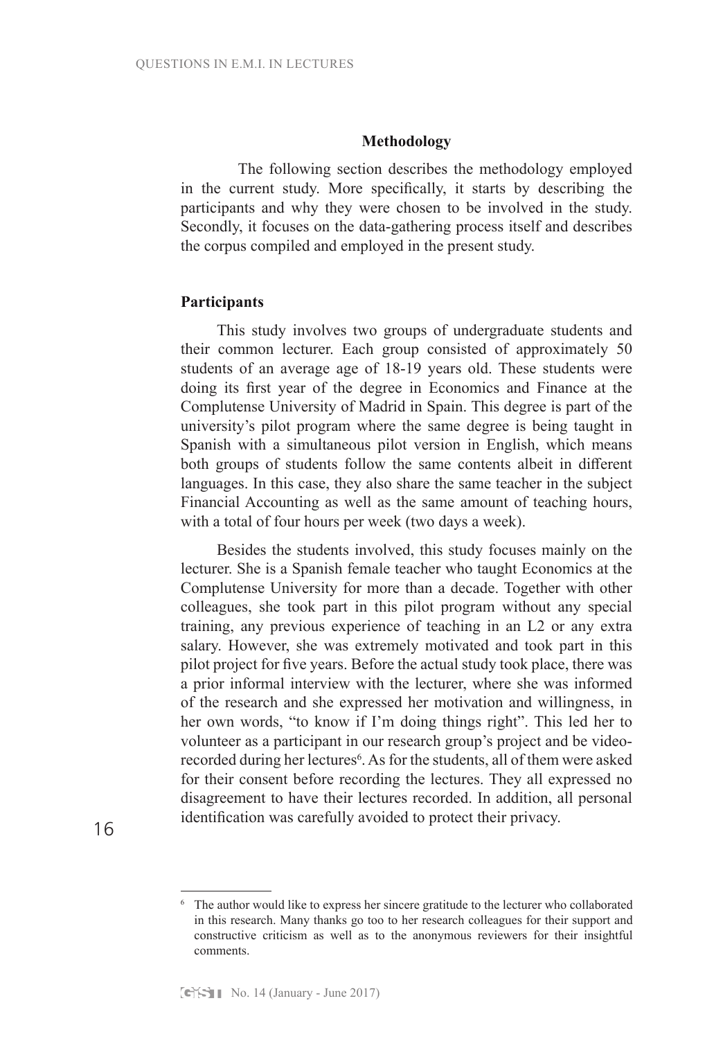## Methodology

The following section describes the methodology employed in the current study. More specifically, it starts by describing the participants and why they were chosen to be involved in the study. Secondly, it focuses on the data-gathering process itself and describes the corpus compiled and employed in the present study.

### Participants

This study involves two groups of undergraduate students and their common lecturer. Each group consisted of approximately 50 students of an average age of 18-19 years old. These students were doing its first year of the degree in Economics and Finance at the Complutense University of Madrid in Spain. This degree is part of the university's pilot program where the same degree is being taught in Spanish with a simultaneous pilot version in English, which means both groups of students follow the same contents albeit in different languages. In this case, they also share the same teacher in the subject Financial Accounting as well as the same amount of teaching hours, with a total of four hours per week (two days a week).

Besides the students involved, this study focuses mainly on the lecturer. She is a Spanish female teacher who taught Economics at the Complutense University for more than a decade. Together with other colleagues, she took part in this pilot program without any special training, any previous experience of teaching in an L2 or any extra salary. However, she was extremely motivated and took part in this pilot project for five years. Before the actual study took place, there was a prior informal interview with the lecturer, where she was informed of the research and she expressed her motivation and willingness, in her own words, "to know if I'm doing things right". This led her to volunteer as a participant in our research group's project and be video-recorded during her lectures[6]. As for the students, all of them were asked for their consent before recording the lectures. They all expressed no disagreement to have their lectures recorded. In addition, all personal identification was carefully avoided to protect their privacy.

---

[6] The author would like to express her sincere gratitude to the lecturer who collaborated in this research. Many thanks go too to her research colleagues for their support and constructive criticism as well as to the anonymous reviewers for their insightful comments.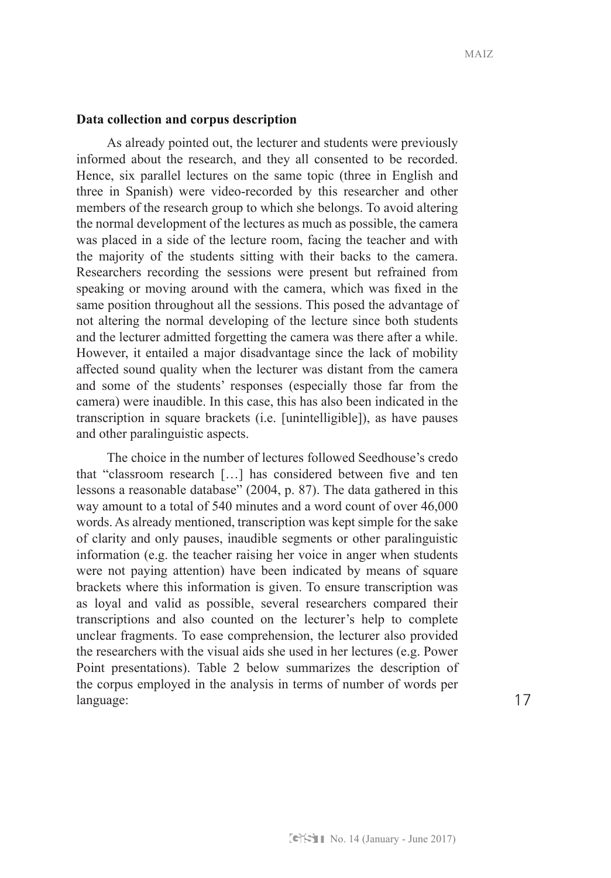**Data collection and corpus description**

As already pointed out, the lecturer and students were previously informed about the research, and they all consented to be recorded. Hence, six parallel lectures on the same topic (three in English and three in Spanish) were video-recorded by this researcher and other members of the research group to which she belongs. To avoid altering the normal development of the lectures as much as possible, the camera was placed in a side of the lecture room, facing the teacher and with the majority of the students sitting with their backs to the camera. Researchers recording the sessions were present but refrained from speaking or moving around with the camera, which was fixed in the same position throughout all the sessions. This posed the advantage of not altering the normal developing of the lecture since both students and the lecturer admitted forgetting the camera was there after a while. However, it entailed a major disadvantage since the lack of mobility affected sound quality when the lecturer was distant from the camera and some of the students' responses (especially those far from the camera) were inaudible. In this case, this has also been indicated in the transcription in square brackets (i.e. [unintelligible]), as have pauses and other paralinguistic aspects.

The choice in the number of lectures followed Seedhouse's credo that "classroom research […] has considered between five and ten lessons a reasonable database" (2004, p. 87). The data gathered in this way amount to a total of 540 minutes and a word count of over 46,000 words. As already mentioned, transcription was kept simple for the sake of clarity and only pauses, inaudible segments or other paralinguistic information (e.g. the teacher raising her voice in anger when students were not paying attention) have been indicated by means of square brackets where this information is given. To ensure transcription was as loyal and valid as possible, several researchers compared their transcriptions and also counted on the lecturer's help to complete unclear fragments. To ease comprehension, the lecturer also provided the researchers with the visual aids she used in her lectures (e.g. Power Point presentations). Table 2 below summarizes the description of the corpus employed in the analysis in terms of number of words per language: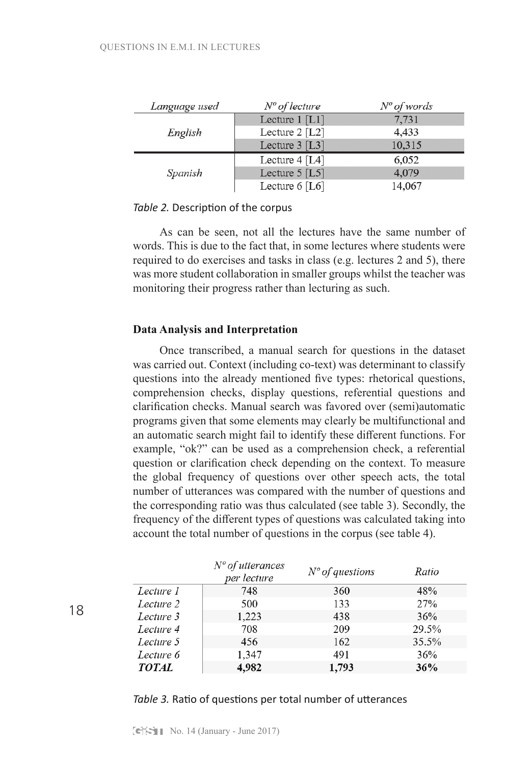| *Language used* | *Nº of lecture* | *Nº of words* |
|---|---|---|
| *English* | Lecture 1 [L1] | 7,731 |
| | Lecture 2 [L2] | 4,433 |
| | Lecture 3 [L3] | 10,315 |
| *Spanish* | Lecture 4 [L4] | 6,052 |
| | Lecture 5 [L5] | 4,079 |
| | Lecture 6 [L6] | 14,067 |

*Table 2.* Description of the corpus

As can be seen, not all the lectures have the same number of words. This is due to the fact that, in some lectures where students were required to do exercises and tasks in class (e.g. lectures 2 and 5), there was more student collaboration in smaller groups whilst the teacher was monitoring their progress rather than lecturing as such.

**Data Analysis and Interpretation**

Once transcribed, a manual search for questions in the dataset was carried out. Context (including co-text) was determinant to classify questions into the already mentioned five types: rhetorical questions, comprehension checks, display questions, referential questions and clarification checks. Manual search was favored over (semi)automatic programs given that some elements may clearly be multifunctional and an automatic search might fail to identify these different functions. For example, "ok?" can be used as a comprehension check, a referential question or clarification check depending on the context. To measure the global frequency of questions over other speech acts, the total number of utterances was compared with the number of questions and the corresponding ratio was thus calculated (see table 3). Secondly, the frequency of the different types of questions was calculated taking into account the total number of questions in the corpus (see table 4).

| | *Nº of utterances per lecture* | *Nº of questions* | *Ratio* |
|---|---|---|---|
| *Lecture 1* | 748 | 360 | 48% |
| *Lecture 2* | 500 | 133 | 27% |
| *Lecture 3* | 1,223 | 438 | 36% |
| *Lecture 4* | 708 | 209 | 29.5% |
| *Lecture 5* | 456 | 162 | 35.5% |
| *Lecture 6* | 1,347 | 491 | 36% |
| ***TOTAL*** | **4,982** | **1,793** | **36%** |

*Table 3.* Ratio of questions per total number of utterances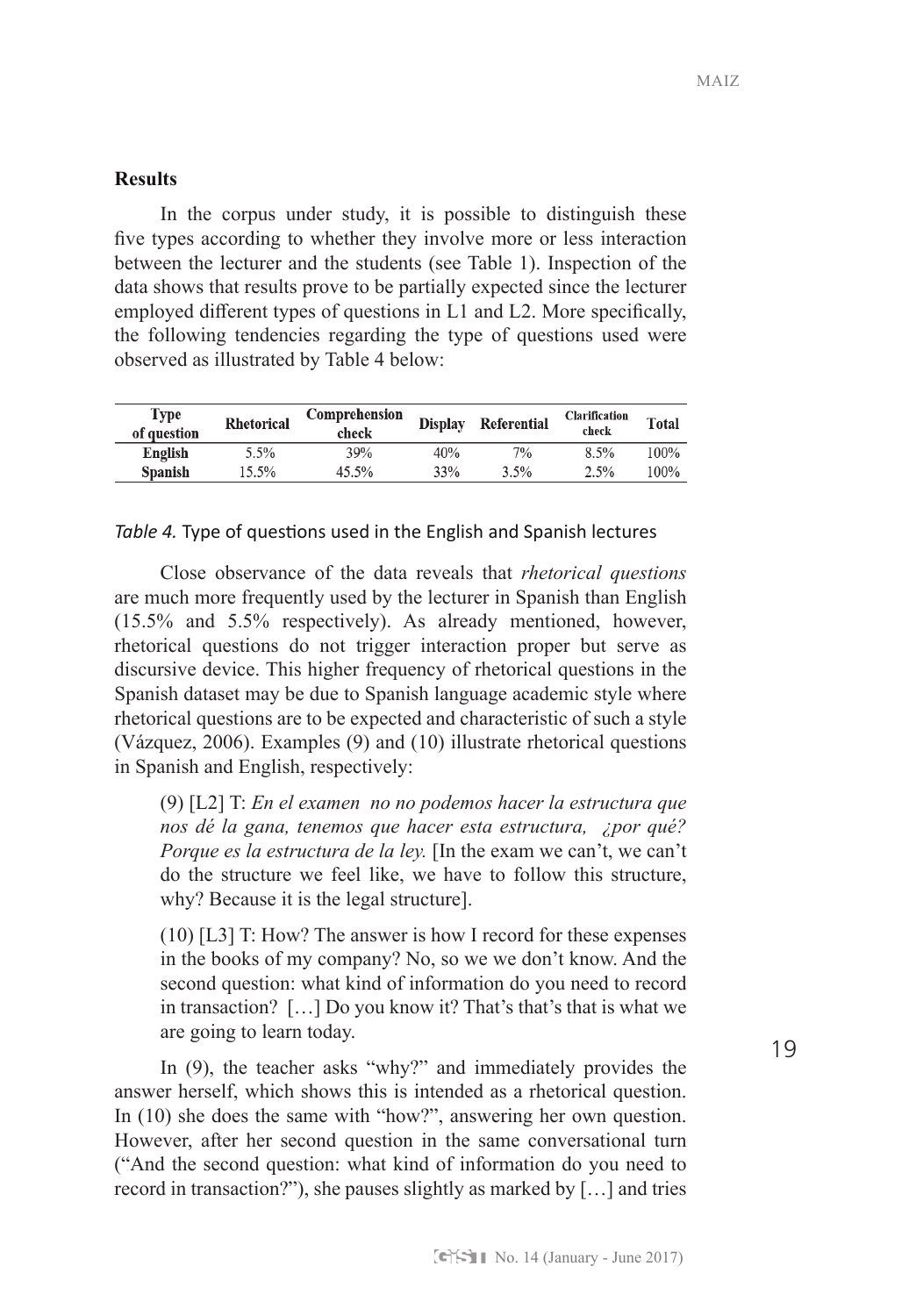## Results

In the corpus under study, it is possible to distinguish these five types according to whether they involve more or less interaction between the lecturer and the students (see Table 1). Inspection of the data shows that results prove to be partially expected since the lecturer employed different types of questions in L1 and L2. More specifically, the following tendencies regarding the type of questions used were observed as illustrated by Table 4 below:

| Type of question | Rhetorical | Comprehension check | Display | Referential | Clarification check | Total |
|---|---|---|---|---|---|---|
| **English** | 5.5% | 39% | 40% | 7% | 8.5% | 100% |
| **Spanish** | 15.5% | 45.5% | 33% | 3.5% | 2.5% | 100% |

*Table 4.* Type of questions used in the English and Spanish lectures

Close observance of the data reveals that *rhetorical questions* are much more frequently used by the lecturer in Spanish than English (15.5% and 5.5% respectively). As already mentioned, however, rhetorical questions do not trigger interaction proper but serve as discursive device. This higher frequency of rhetorical questions in the Spanish dataset may be due to Spanish language academic style where rhetorical questions are to be expected and characteristic of such a style (Vázquez, 2006). Examples (9) and (10) illustrate rhetorical questions in Spanish and English, respectively:

> (9) [L2] T: *En el examen no no podemos hacer la estructura que nos dé la gana, tenemos que hacer esta estructura, ¿por qué? Porque es la estructura de la ley.* [In the exam we can't, we can't do the structure we feel like, we have to follow this structure, why? Because it is the legal structure].

> (10) [L3] T: How? The answer is how I record for these expenses in the books of my company? No, so we we don't know. And the second question: what kind of information do you need to record in transaction? […] Do you know it? That's that's that is what we are going to learn today.

In (9), the teacher asks "why?" and immediately provides the answer herself, which shows this is intended as a rhetorical question. In (10) she does the same with "how?", answering her own question. However, after her second question in the same conversational turn ("And the second question: what kind of information do you need to record in transaction?"), she pauses slightly as marked by […] and tries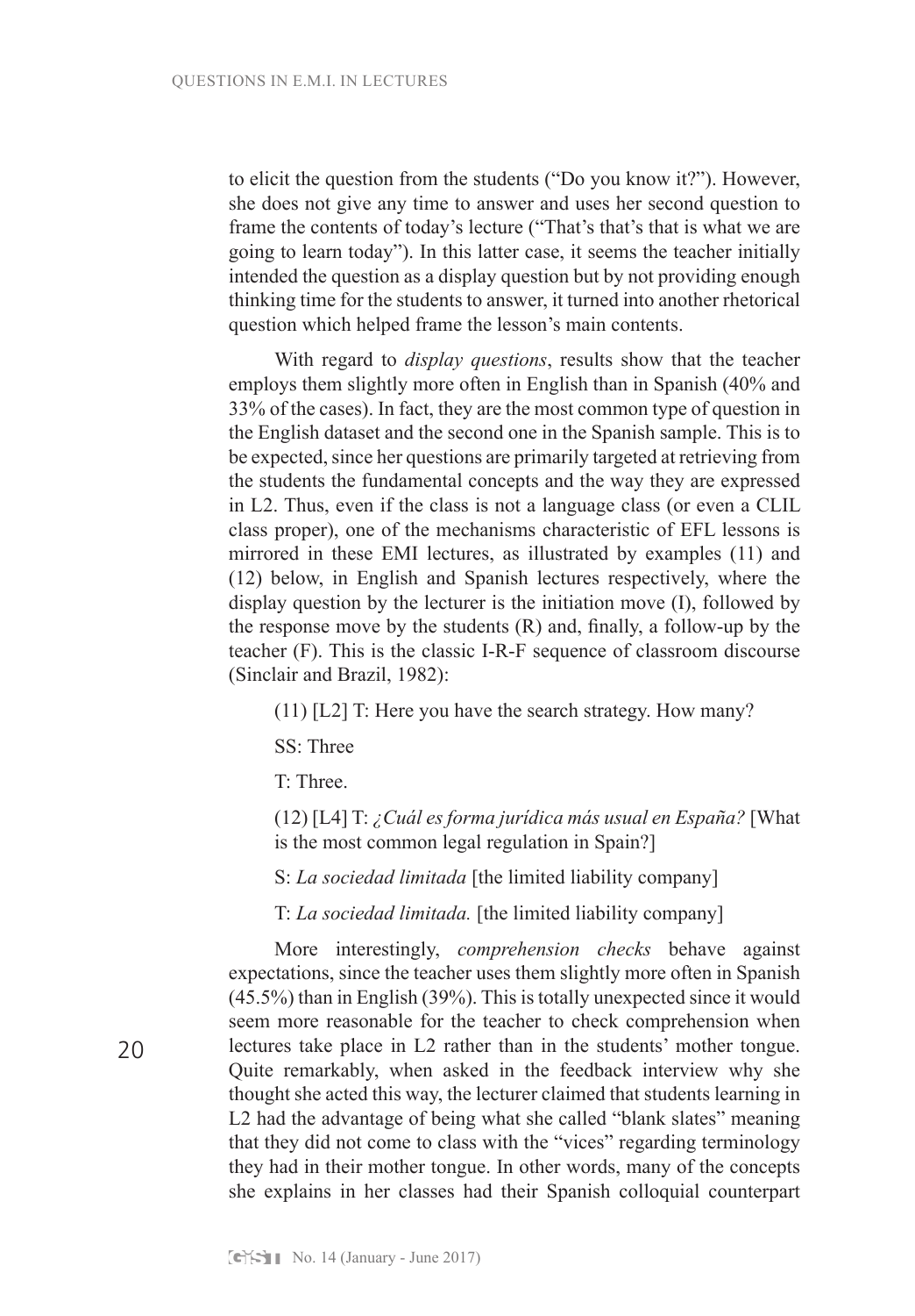to elicit the question from the students ("Do you know it?"). However, she does not give any time to answer and uses her second question to frame the contents of today's lecture ("That's that's that is what we are going to learn today"). In this latter case, it seems the teacher initially intended the question as a display question but by not providing enough thinking time for the students to answer, it turned into another rhetorical question which helped frame the lesson's main contents.

With regard to *display questions*, results show that the teacher employs them slightly more often in English than in Spanish (40% and 33% of the cases). In fact, they are the most common type of question in the English dataset and the second one in the Spanish sample. This is to be expected, since her questions are primarily targeted at retrieving from the students the fundamental concepts and the way they are expressed in L2. Thus, even if the class is not a language class (or even a CLIL class proper), one of the mechanisms characteristic of EFL lessons is mirrored in these EMI lectures, as illustrated by examples (11) and (12) below, in English and Spanish lectures respectively, where the display question by the lecturer is the initiation move (I), followed by the response move by the students (R) and, finally, a follow-up by the teacher (F). This is the classic I-R-F sequence of classroom discourse (Sinclair and Brazil, 1982):

(11) [L2] T: Here you have the search strategy. How many?

SS: Three

T: Three.

(12) [L4] T: *¿Cuál es forma jurídica más usual en España?* [What is the most common legal regulation in Spain?]

S: *La sociedad limitada* [the limited liability company]

T: *La sociedad limitada.* [the limited liability company]

More interestingly, *comprehension checks* behave against expectations, since the teacher uses them slightly more often in Spanish (45.5%) than in English (39%). This is totally unexpected since it would seem more reasonable for the teacher to check comprehension when lectures take place in L2 rather than in the students' mother tongue. Quite remarkably, when asked in the feedback interview why she thought she acted this way, the lecturer claimed that students learning in L2 had the advantage of being what she called "blank slates" meaning that they did not come to class with the "vices" regarding terminology they had in their mother tongue. In other words, many of the concepts she explains in her classes had their Spanish colloquial counterpart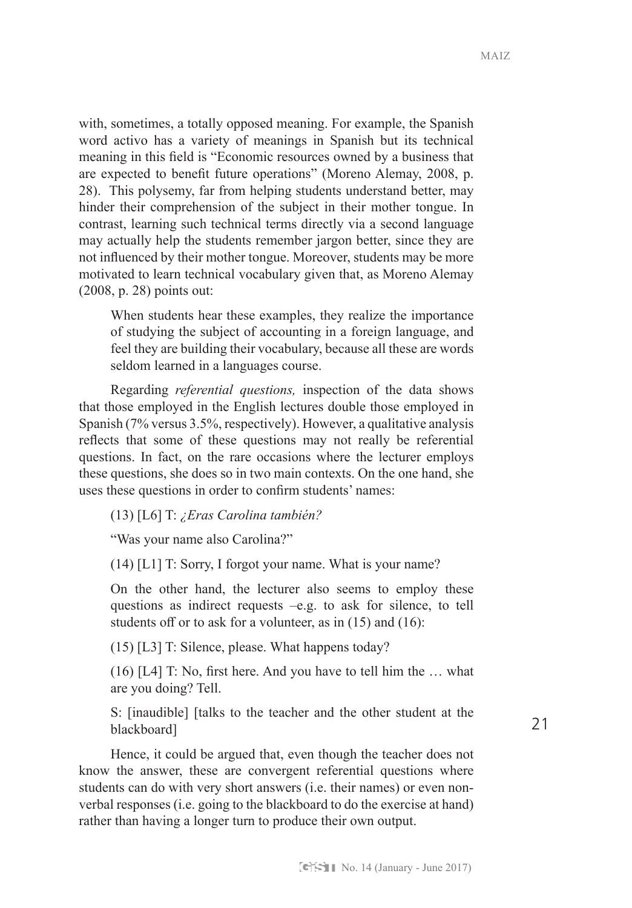with, sometimes, a totally opposed meaning. For example, the Spanish word activo has a variety of meanings in Spanish but its technical meaning in this field is "Economic resources owned by a business that are expected to benefit future operations" (Moreno Alemay, 2008, p. 28). This polysemy, far from helping students understand better, may hinder their comprehension of the subject in their mother tongue. In contrast, learning such technical terms directly via a second language may actually help the students remember jargon better, since they are not influenced by their mother tongue. Moreover, students may be more motivated to learn technical vocabulary given that, as Moreno Alemay (2008, p. 28) points out:

> When students hear these examples, they realize the importance of studying the subject of accounting in a foreign language, and feel they are building their vocabulary, because all these are words seldom learned in a languages course.

Regarding *referential questions,* inspection of the data shows that those employed in the English lectures double those employed in Spanish (7% versus 3.5%, respectively). However, a qualitative analysis reflects that some of these questions may not really be referential questions. In fact, on the rare occasions where the lecturer employs these questions, she does so in two main contexts. On the one hand, she uses these questions in order to confirm students' names:

(13) [L6] T: *¿Eras Carolina también?*

"Was your name also Carolina?"

(14) [L1] T: Sorry, I forgot your name. What is your name?

On the other hand, the lecturer also seems to employ these questions as indirect requests –e.g. to ask for silence, to tell students off or to ask for a volunteer, as in (15) and (16):

(15) [L3] T: Silence, please. What happens today?

(16) [L4] T: No, first here. And you have to tell him the … what are you doing? Tell.

S: [inaudible] [talks to the teacher and the other student at the blackboard]

Hence, it could be argued that, even though the teacher does not know the answer, these are convergent referential questions where students can do with very short answers (i.e. their names) or even non-verbal responses (i.e. going to the blackboard to do the exercise at hand) rather than having a longer turn to produce their own output.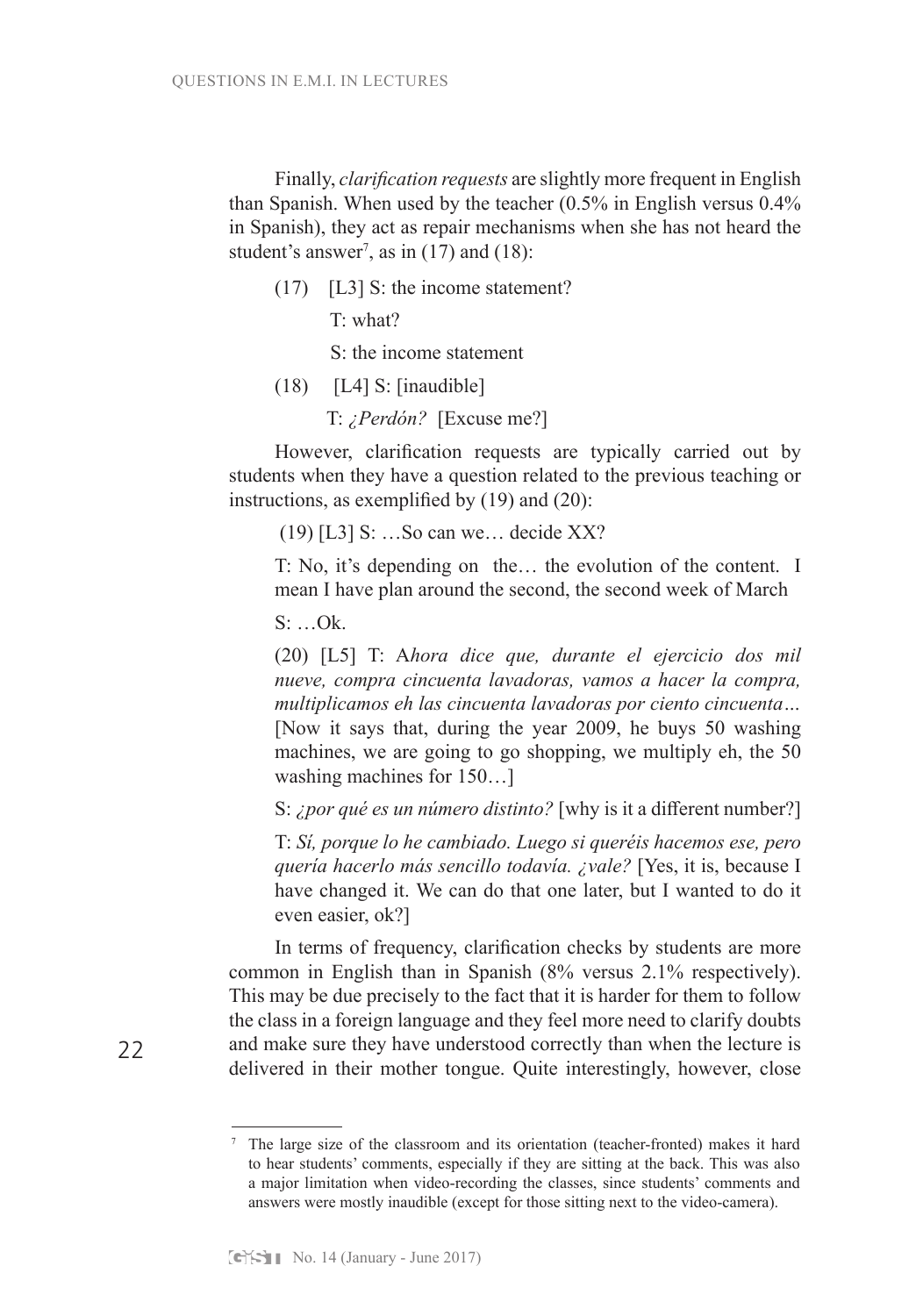Finally, *clarification requests* are slightly more frequent in English than Spanish. When used by the teacher (0.5% in English versus 0.4% in Spanish), they act as repair mechanisms when she has not heard the student's answer[7], as in (17) and (18):

(17) [L3] S: the income statement?

T: what?

S: the income statement

(18) [L4] S: [inaudible]

T: *¿Perdón?* [Excuse me?]

However, clarification requests are typically carried out by students when they have a question related to the previous teaching or instructions, as exemplified by (19) and (20):

(19) [L3] S: …So can we… decide XX?

T: No, it's depending on the… the evolution of the content. I mean I have plan around the second, the second week of March

S: …Ok.

(20) [L5] T: A*hora dice que, durante el ejercicio dos mil nueve, compra cincuenta lavadoras, vamos a hacer la compra, multiplicamos eh las cincuenta lavadoras por ciento cincuenta…* [Now it says that, during the year 2009, he buys 50 washing machines, we are going to go shopping, we multiply eh, the 50 washing machines for 150…]

S: *¿por qué es un número distinto?* [why is it a different number?]

T: *Sí, porque lo he cambiado. Luego si queréis hacemos ese, pero quería hacerlo más sencillo todavía. ¿vale?* [Yes, it is, because I have changed it. We can do that one later, but I wanted to do it even easier, ok?]

In terms of frequency, clarification checks by students are more common in English than in Spanish (8% versus 2.1% respectively). This may be due precisely to the fact that it is harder for them to follow the class in a foreign language and they feel more need to clarify doubts and make sure they have understood correctly than when the lecture is delivered in their mother tongue. Quite interestingly, however, close

[7] The large size of the classroom and its orientation (teacher-fronted) makes it hard to hear students' comments, especially if they are sitting at the back. This was also a major limitation when video-recording the classes, since students' comments and answers were mostly inaudible (except for those sitting next to the video-camera).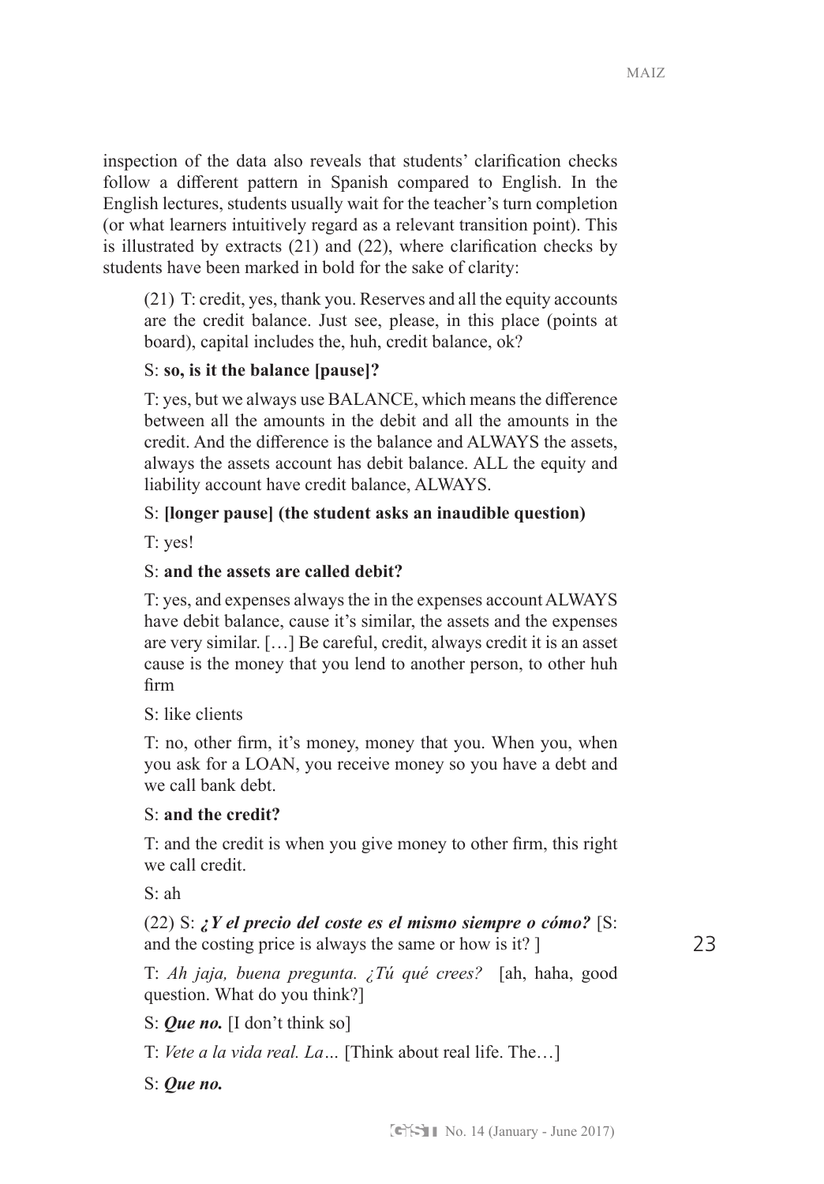inspection of the data also reveals that students' clarification checks follow a different pattern in Spanish compared to English. In the English lectures, students usually wait for the teacher's turn completion (or what learners intuitively regard as a relevant transition point). This is illustrated by extracts (21) and (22), where clarification checks by students have been marked in bold for the sake of clarity:

> (21) T: credit, yes, thank you. Reserves and all the equity accounts are the credit balance. Just see, please, in this place (points at board), capital includes the, huh, credit balance, ok?
>
> S: **so, is it the balance [pause]?**
>
> T: yes, but we always use BALANCE, which means the difference between all the amounts in the debit and all the amounts in the credit. And the difference is the balance and ALWAYS the assets, always the assets account has debit balance. ALL the equity and liability account have credit balance, ALWAYS.
>
> S: **[longer pause] (the student asks an inaudible question)**
>
> T: yes!
>
> S: **and the assets are called debit?**
>
> T: yes, and expenses always the in the expenses account ALWAYS have debit balance, cause it's similar, the assets and the expenses are very similar. […] Be careful, credit, always credit it is an asset cause is the money that you lend to another person, to other huh firm
>
> S: like clients
>
> T: no, other firm, it's money, money that you. When you, when you ask for a LOAN, you receive money so you have a debt and we call bank debt.
>
> S: **and the credit?**
>
> T: and the credit is when you give money to other firm, this right we call credit.
>
> S: ah
>
> (22) S: ***¿Y el precio del coste es el mismo siempre o cómo?*** [S: and the costing price is always the same or how is it? ]
>
> T: *Ah jaja, buena pregunta. ¿Tú qué crees?* [ah, haha, good question. What do you think?]
>
> S: ***Que no.*** [I don't think so]
>
> T: *Vete a la vida real. La…* [Think about real life. The…]
>
> S: ***Que no.***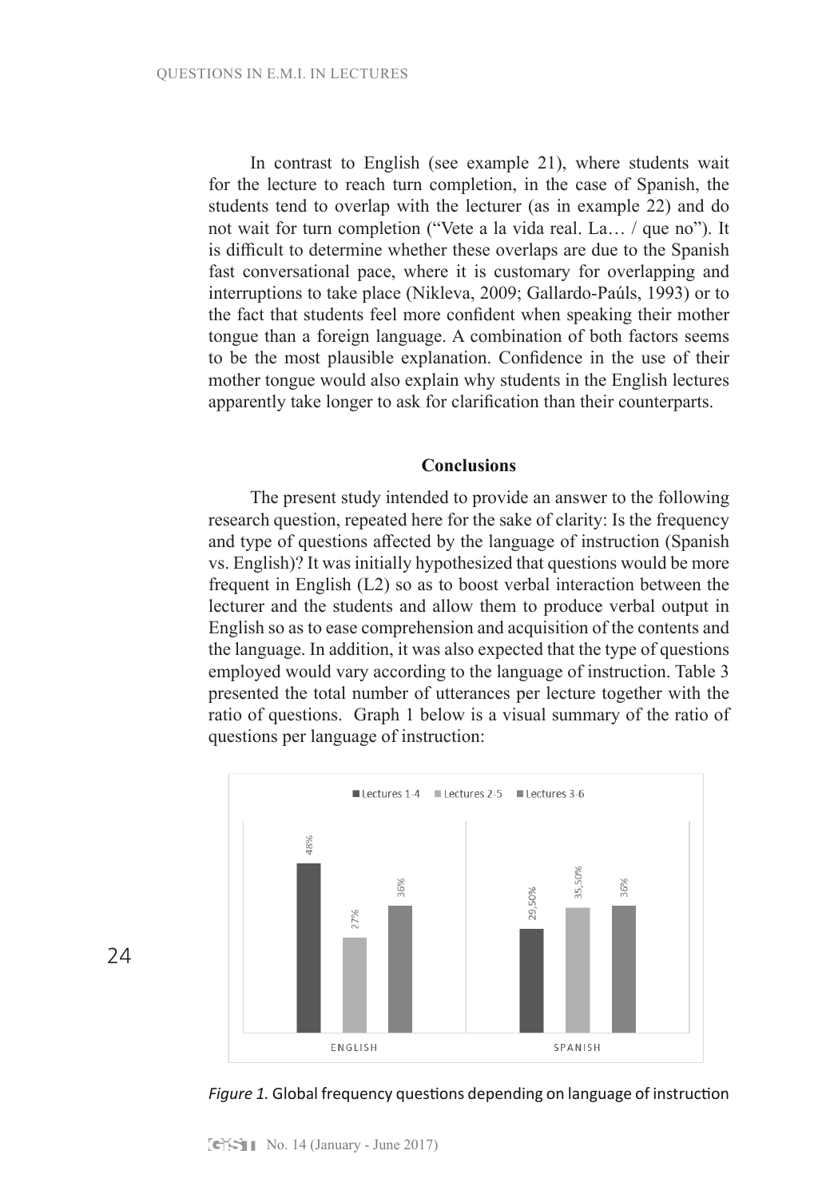In contrast to English (see example 21), where students wait for the lecture to reach turn completion, in the case of Spanish, the students tend to overlap with the lecturer (as in example 22) and do not wait for turn completion ("Vete a la vida real. La… / que no"). It is difficult to determine whether these overlaps are due to the Spanish fast conversational pace, where it is customary for overlapping and interruptions to take place (Nikleva, 2009; Gallardo-Paúls, 1993) or to the fact that students feel more confident when speaking their mother tongue than a foreign language. A combination of both factors seems to be the most plausible explanation. Confidence in the use of their mother tongue would also explain why students in the English lectures apparently take longer to ask for clarification than their counterparts.

## Conclusions

The present study intended to provide an answer to the following research question, repeated here for the sake of clarity: Is the frequency and type of questions affected by the language of instruction (Spanish vs. English)? It was initially hypothesized that questions would be more frequent in English (L2) so as to boost verbal interaction between the lecturer and the students and allow them to produce verbal output in English so as to ease comprehension and acquisition of the contents and the language. In addition, it was also expected that the type of questions employed would vary according to the language of instruction. Table 3 presented the total number of utterances per lecture together with the ratio of questions. Graph 1 below is a visual summary of the ratio of questions per language of instruction:

| | Lectures 1-4 | Lectures 2-5 | Lectures 3-6 |
|---|---|---|---|
| ENGLISH | 48% | 27% | 36% |
| SPANISH | 29,50% | 35,50% | 36% |

*Figure 1.* Global frequency questions depending on language of instruction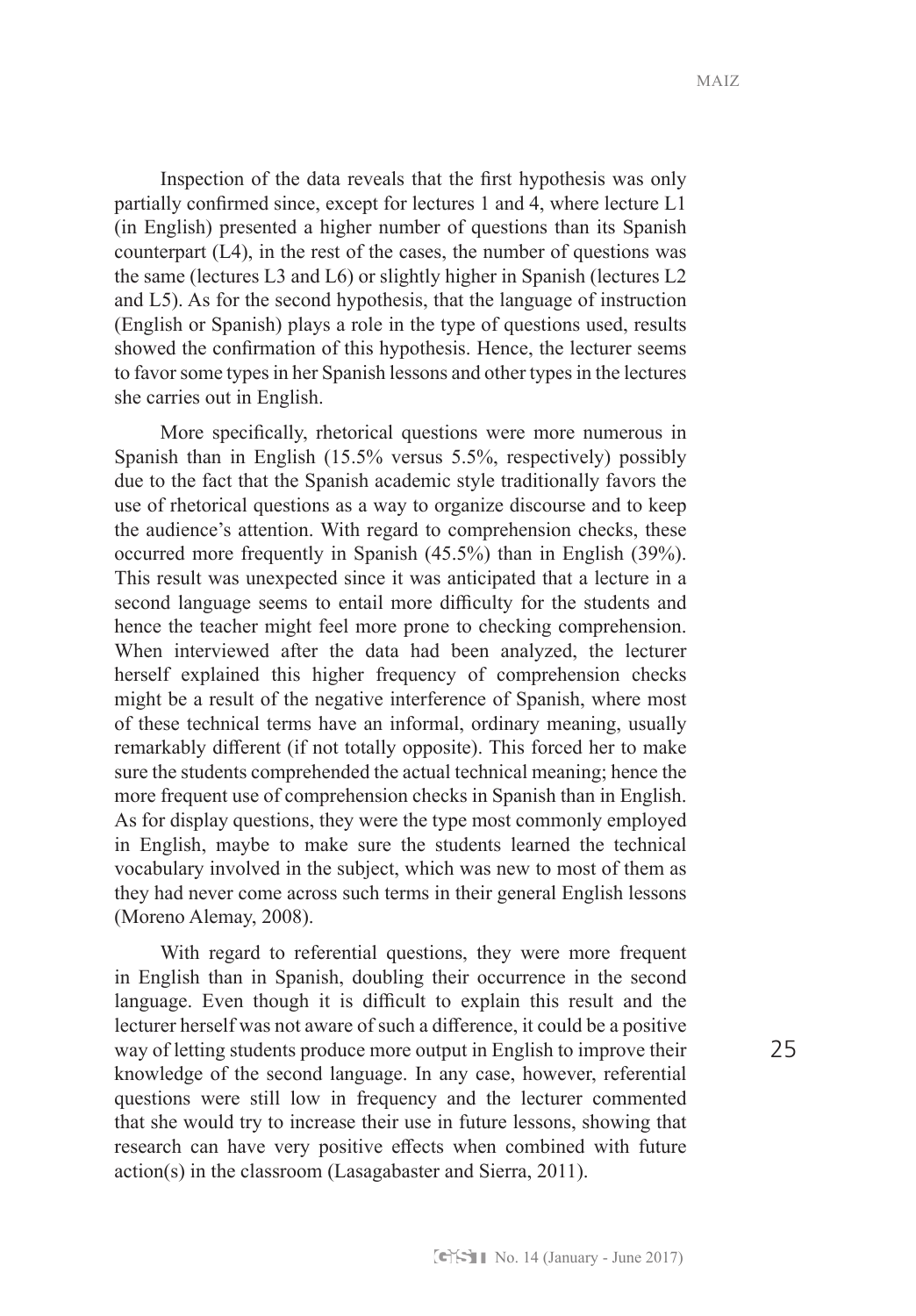Inspection of the data reveals that the first hypothesis was only partially confirmed since, except for lectures 1 and 4, where lecture L1 (in English) presented a higher number of questions than its Spanish counterpart (L4), in the rest of the cases, the number of questions was the same (lectures L3 and L6) or slightly higher in Spanish (lectures L2 and L5). As for the second hypothesis, that the language of instruction (English or Spanish) plays a role in the type of questions used, results showed the confirmation of this hypothesis. Hence, the lecturer seems to favor some types in her Spanish lessons and other types in the lectures she carries out in English.

More specifically, rhetorical questions were more numerous in Spanish than in English (15.5% versus 5.5%, respectively) possibly due to the fact that the Spanish academic style traditionally favors the use of rhetorical questions as a way to organize discourse and to keep the audience's attention. With regard to comprehension checks, these occurred more frequently in Spanish (45.5%) than in English (39%). This result was unexpected since it was anticipated that a lecture in a second language seems to entail more difficulty for the students and hence the teacher might feel more prone to checking comprehension. When interviewed after the data had been analyzed, the lecturer herself explained this higher frequency of comprehension checks might be a result of the negative interference of Spanish, where most of these technical terms have an informal, ordinary meaning, usually remarkably different (if not totally opposite). This forced her to make sure the students comprehended the actual technical meaning; hence the more frequent use of comprehension checks in Spanish than in English. As for display questions, they were the type most commonly employed in English, maybe to make sure the students learned the technical vocabulary involved in the subject, which was new to most of them as they had never come across such terms in their general English lessons (Moreno Alemay, 2008).

With regard to referential questions, they were more frequent in English than in Spanish, doubling their occurrence in the second language. Even though it is difficult to explain this result and the lecturer herself was not aware of such a difference, it could be a positive way of letting students produce more output in English to improve their knowledge of the second language. In any case, however, referential questions were still low in frequency and the lecturer commented that she would try to increase their use in future lessons, showing that research can have very positive effects when combined with future action(s) in the classroom (Lasagabaster and Sierra, 2011).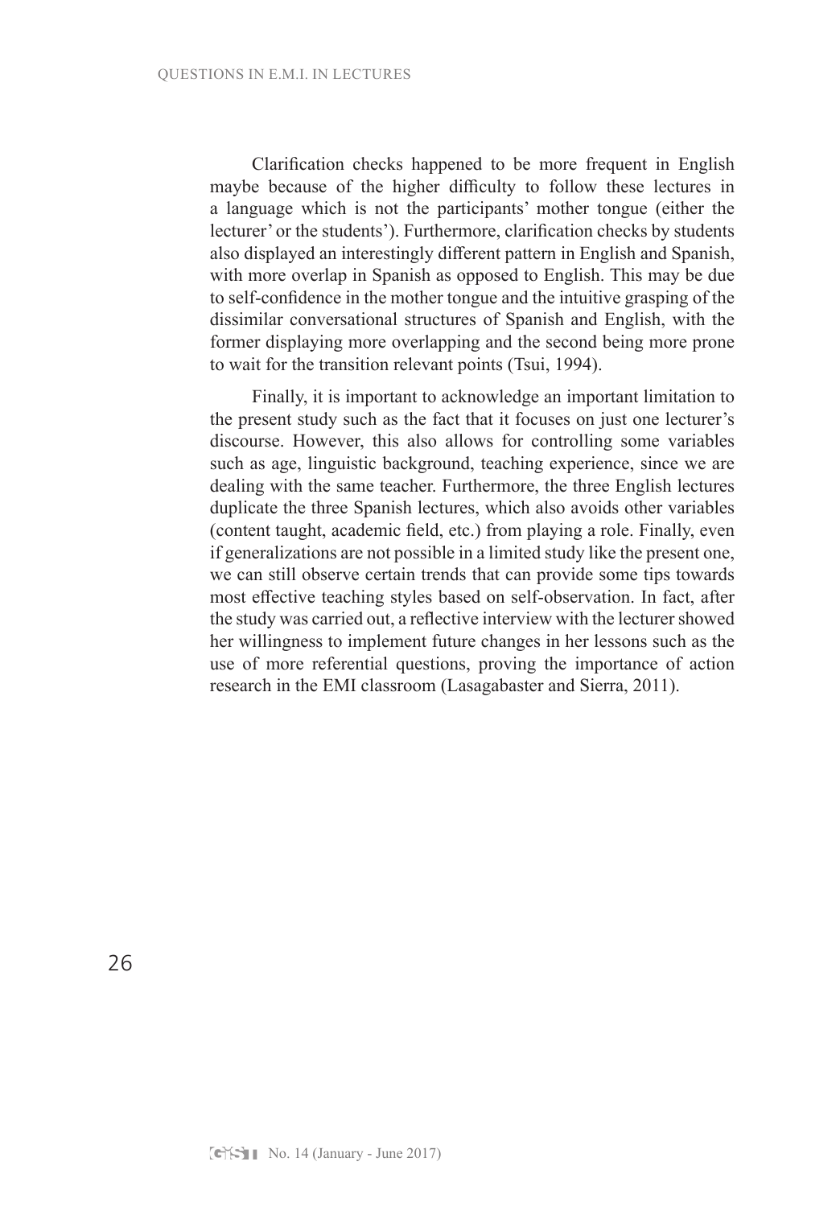Clarification checks happened to be more frequent in English maybe because of the higher difficulty to follow these lectures in a language which is not the participants' mother tongue (either the lecturer' or the students'). Furthermore, clarification checks by students also displayed an interestingly different pattern in English and Spanish, with more overlap in Spanish as opposed to English. This may be due to self-confidence in the mother tongue and the intuitive grasping of the dissimilar conversational structures of Spanish and English, with the former displaying more overlapping and the second being more prone to wait for the transition relevant points (Tsui, 1994).

Finally, it is important to acknowledge an important limitation to the present study such as the fact that it focuses on just one lecturer's discourse. However, this also allows for controlling some variables such as age, linguistic background, teaching experience, since we are dealing with the same teacher. Furthermore, the three English lectures duplicate the three Spanish lectures, which also avoids other variables (content taught, academic field, etc.) from playing a role. Finally, even if generalizations are not possible in a limited study like the present one, we can still observe certain trends that can provide some tips towards most effective teaching styles based on self-observation. In fact, after the study was carried out, a reflective interview with the lecturer showed her willingness to implement future changes in her lessons such as the use of more referential questions, proving the importance of action research in the EMI classroom (Lasagabaster and Sierra, 2011).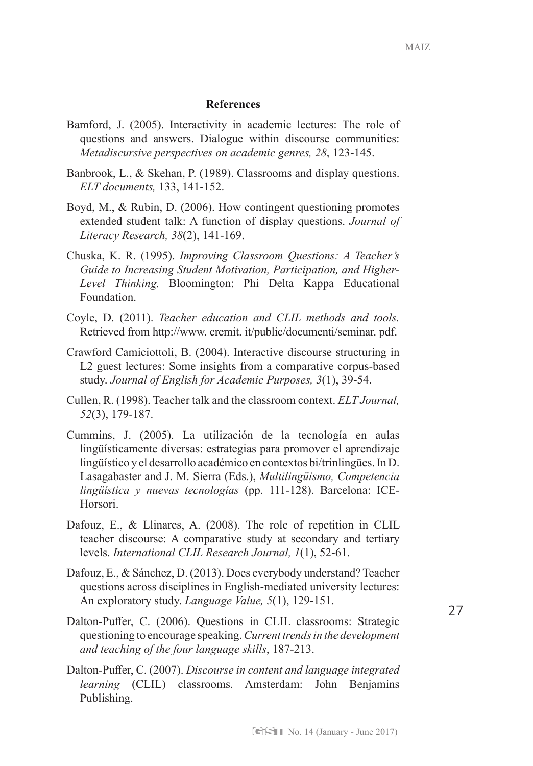## References

Bamford, J. (2005). Interactivity in academic lectures: The role of questions and answers. Dialogue within discourse communities: *Metadiscursive perspectives on academic genres, 28*, 123-145.

Banbrook, L., & Skehan, P. (1989). Classrooms and display questions. *ELT documents,* 133, 141-152.

Boyd, M., & Rubin, D. (2006). How contingent questioning promotes extended student talk: A function of display questions. *Journal of Literacy Research, 38*(2), 141-169.

Chuska, K. R. (1995). *Improving Classroom Questions: A Teacher's Guide to Increasing Student Motivation, Participation, and Higher-Level Thinking.* Bloomington: Phi Delta Kappa Educational Foundation.

Coyle, D. (2011). *Teacher education and CLIL methods and tools.* Retrieved from http://www. cremit. it/public/documenti/seminar. pdf.

Crawford Camiciottoli, B. (2004). Interactive discourse structuring in L2 guest lectures: Some insights from a comparative corpus-based study. *Journal of English for Academic Purposes, 3*(1), 39-54.

Cullen, R. (1998). Teacher talk and the classroom context. *ELT Journal, 52*(3), 179-187.

Cummins, J. (2005). La utilización de la tecnología en aulas lingüísticamente diversas: estrategias para promover el aprendizaje lingüístico y el desarrollo académico en contextos bi/trinlingües. In D. Lasagabaster and J. M. Sierra (Eds.), *Multilingüismo, Competencia lingüística y nuevas tecnologías* (pp. 111-128). Barcelona: ICE-Horsori.

Dafouz, E., & Llinares, A. (2008). The role of repetition in CLIL teacher discourse: A comparative study at secondary and tertiary levels. *International CLIL Research Journal, 1*(1), 52-61.

Dafouz, E., & Sánchez, D. (2013). Does everybody understand? Teacher questions across disciplines in English-mediated university lectures: An exploratory study. *Language Value, 5*(1), 129-151.

Dalton-Puffer, C. (2006). Questions in CLIL classrooms: Strategic questioning to encourage speaking. *Current trends in the development and teaching of the four language skills*, 187-213.

Dalton-Puffer, C. (2007). *Discourse in content and language integrated learning* (CLIL) classrooms. Amsterdam: John Benjamins Publishing.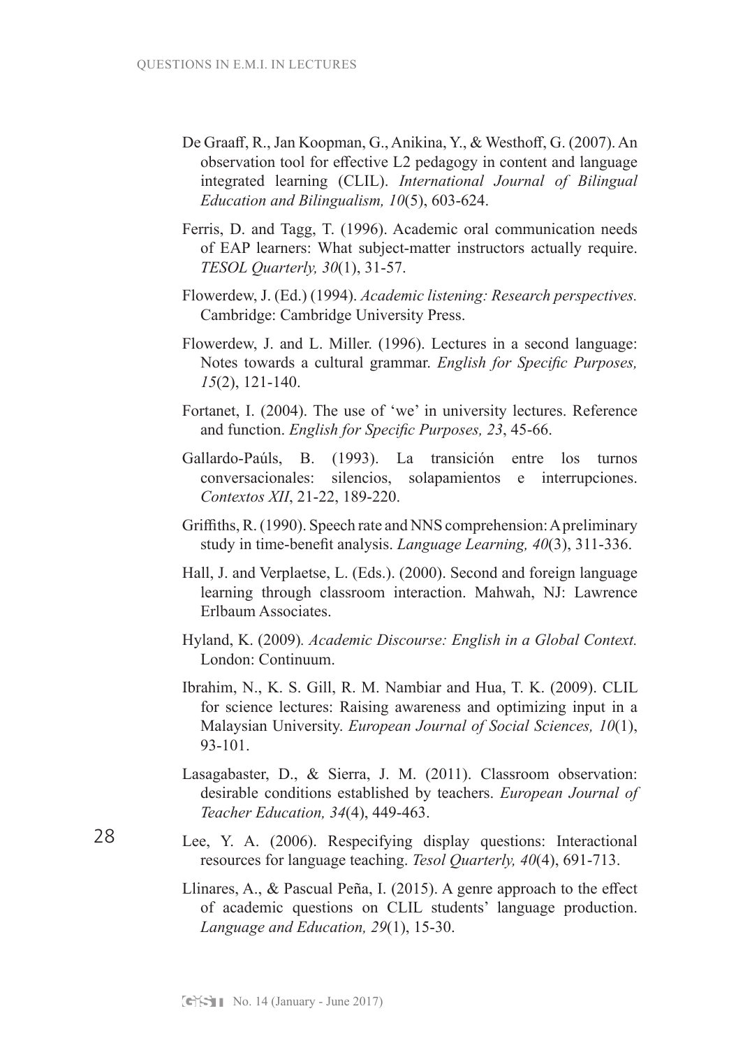De Graaff, R., Jan Koopman, G., Anikina, Y., & Westhoff, G. (2007). An observation tool for effective L2 pedagogy in content and language integrated learning (CLIL). *International Journal of Bilingual Education and Bilingualism, 10*(5), 603-624.

Ferris, D. and Tagg, T. (1996). Academic oral communication needs of EAP learners: What subject-matter instructors actually require. *TESOL Quarterly, 30*(1), 31-57.

Flowerdew, J. (Ed.) (1994). *Academic listening: Research perspectives.* Cambridge: Cambridge University Press.

Flowerdew, J. and L. Miller. (1996). Lectures in a second language: Notes towards a cultural grammar. *English for Specific Purposes, 15*(2), 121-140.

Fortanet, I. (2004). The use of 'we' in university lectures. Reference and function. *English for Specific Purposes, 23*, 45-66.

Gallardo-Paúls, B. (1993). La transición entre los turnos conversacionales: silencios, solapamientos e interrupciones. *Contextos XII*, 21-22, 189-220.

Griffiths, R. (1990). Speech rate and NNS comprehension: A preliminary study in time-benefit analysis. *Language Learning, 40*(3), 311-336.

Hall, J. and Verplaetse, L. (Eds.). (2000). Second and foreign language learning through classroom interaction. Mahwah, NJ: Lawrence Erlbaum Associates.

Hyland, K. (2009). *Academic Discourse: English in a Global Context.* London: Continuum.

Ibrahim, N., K. S. Gill, R. M. Nambiar and Hua, T. K. (2009). CLIL for science lectures: Raising awareness and optimizing input in a Malaysian University. *European Journal of Social Sciences, 10*(1), 93-101.

Lasagabaster, D., & Sierra, J. M. (2011). Classroom observation: desirable conditions established by teachers. *European Journal of Teacher Education, 34*(4), 449-463.

Lee, Y. A. (2006). Respecifying display questions: Interactional resources for language teaching. *Tesol Quarterly, 40*(4), 691-713.

Llinares, A., & Pascual Peña, I. (2015). A genre approach to the effect of academic questions on CLIL students' language production. *Language and Education, 29*(1), 15-30.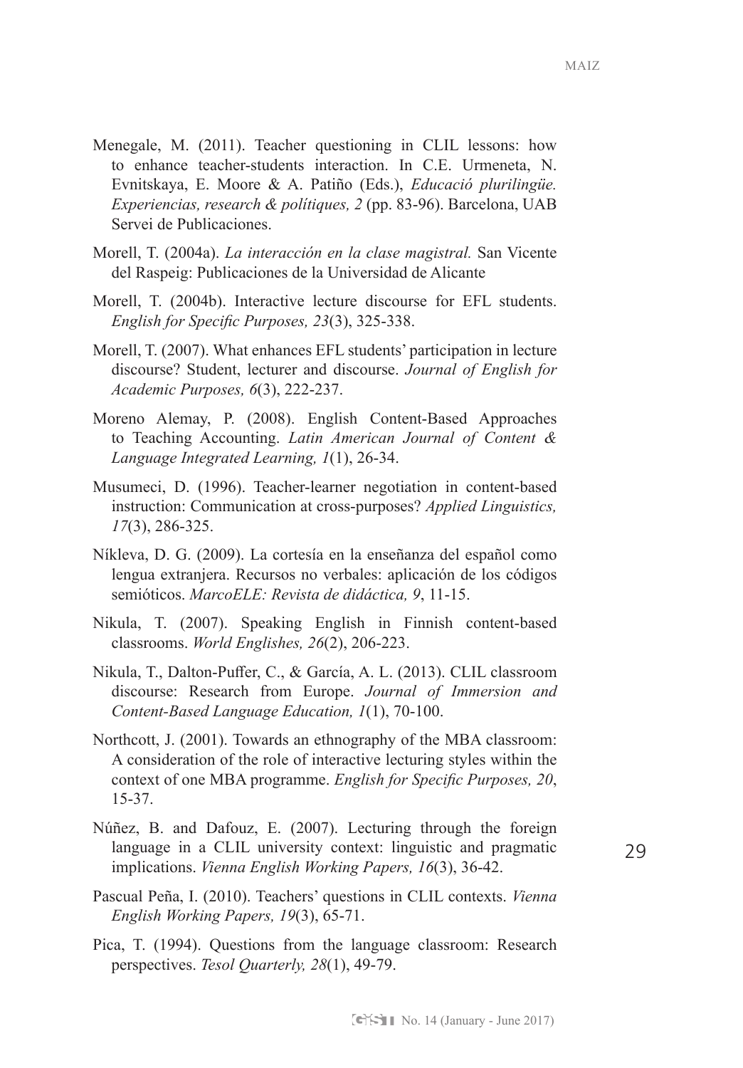Menegale, M. (2011). Teacher questioning in CLIL lessons: how to enhance teacher-students interaction. In C.E. Urmeneta, N. Evnitskaya, E. Moore & A. Patiño (Eds.), *Educació plurilingüe. Experiencias, research & polítiques, 2* (pp. 83-96). Barcelona, UAB Servei de Publicaciones.

Morell, T. (2004a). *La interacción en la clase magistral.* San Vicente del Raspeig: Publicaciones de la Universidad de Alicante

Morell, T. (2004b). Interactive lecture discourse for EFL students. *English for Specific Purposes, 23*(3), 325-338.

Morell, T. (2007). What enhances EFL students' participation in lecture discourse? Student, lecturer and discourse. *Journal of English for Academic Purposes, 6*(3), 222-237.

Moreno Alemay, P. (2008). English Content-Based Approaches to Teaching Accounting. *Latin American Journal of Content & Language Integrated Learning, 1*(1), 26-34.

Musumeci, D. (1996). Teacher-learner negotiation in content-based instruction: Communication at cross-purposes? *Applied Linguistics, 17*(3), 286-325.

Níkleva, D. G. (2009). La cortesía en la enseñanza del español como lengua extranjera. Recursos no verbales: aplicación de los códigos semióticos. *MarcoELE: Revista de didáctica, 9*, 11-15.

Nikula, T. (2007). Speaking English in Finnish content-based classrooms. *World Englishes, 26*(2), 206-223.

Nikula, T., Dalton-Puffer, C., & García, A. L. (2013). CLIL classroom discourse: Research from Europe. *Journal of Immersion and Content-Based Language Education, 1*(1), 70-100.

Northcott, J. (2001). Towards an ethnography of the MBA classroom: A consideration of the role of interactive lecturing styles within the context of one MBA programme. *English for Specific Purposes, 20*, 15-37.

Núñez, B. and Dafouz, E. (2007). Lecturing through the foreign language in a CLIL university context: linguistic and pragmatic implications. *Vienna English Working Papers, 16*(3), 36-42.

Pascual Peña, I. (2010). Teachers' questions in CLIL contexts. *Vienna English Working Papers, 19*(3), 65-71.

Pica, T. (1994). Questions from the language classroom: Research perspectives. *Tesol Quarterly, 28*(1), 49-79.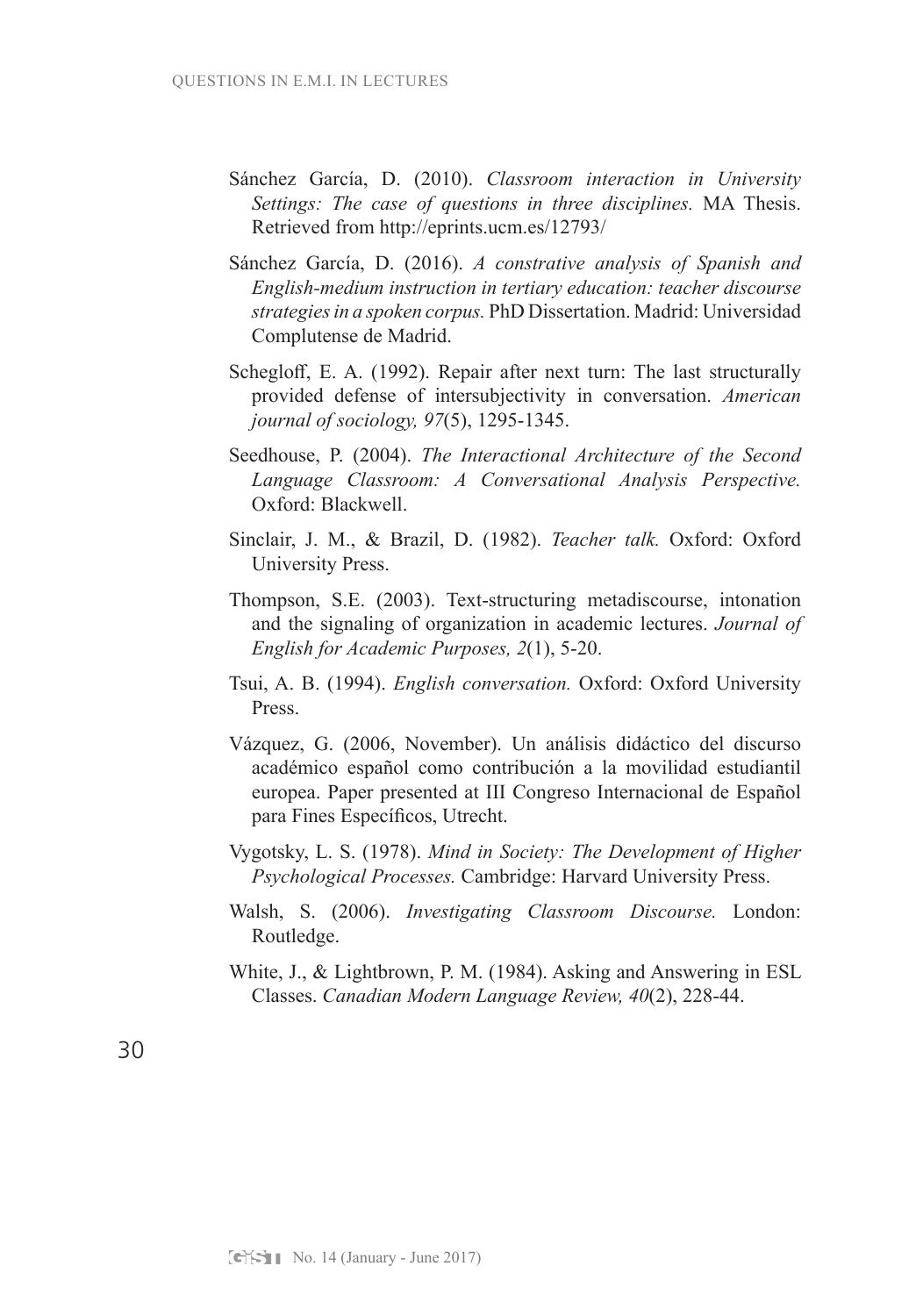Sánchez García, D. (2010). *Classroom interaction in University Settings: The case of questions in three disciplines.* MA Thesis. Retrieved from http://eprints.ucm.es/12793/

Sánchez García, D. (2016). *A constrative analysis of Spanish and English-medium instruction in tertiary education: teacher discourse strategies in a spoken corpus.* PhD Dissertation. Madrid: Universidad Complutense de Madrid.

Schegloff, E. A. (1992). Repair after next turn: The last structurally provided defense of intersubjectivity in conversation. *American journal of sociology, 97*(5), 1295-1345.

Seedhouse, P. (2004). *The Interactional Architecture of the Second Language Classroom: A Conversational Analysis Perspective.* Oxford: Blackwell.

Sinclair, J. M., & Brazil, D. (1982). *Teacher talk.* Oxford: Oxford University Press.

Thompson, S.E. (2003). Text-structuring metadiscourse, intonation and the signaling of organization in academic lectures. *Journal of English for Academic Purposes, 2*(1), 5-20.

Tsui, A. B. (1994). *English conversation.* Oxford: Oxford University Press.

Vázquez, G. (2006, November). Un análisis didáctico del discurso académico español como contribución a la movilidad estudiantil europea. Paper presented at III Congreso Internacional de Español para Fines Específicos, Utrecht.

Vygotsky, L. S. (1978). *Mind in Society: The Development of Higher Psychological Processes.* Cambridge: Harvard University Press.

Walsh, S. (2006). *Investigating Classroom Discourse.* London: Routledge.

White, J., & Lightbrown, P. M. (1984). Asking and Answering in ESL Classes. *Canadian Modern Language Review, 40*(2), 228-44.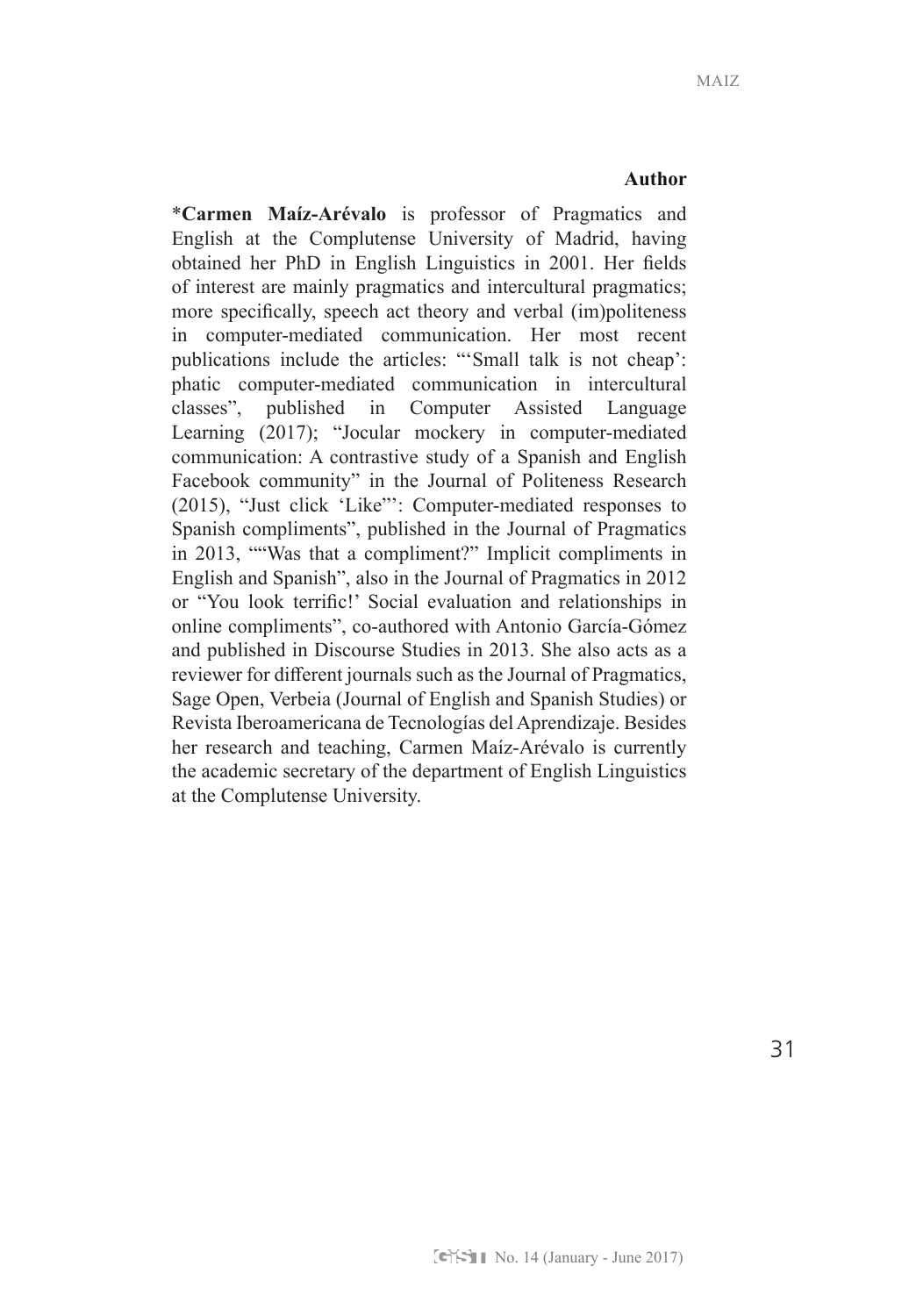### Author

*****Carmen Maíz-Arévalo** is professor of Pragmatics and English at the Complutense University of Madrid, having obtained her PhD in English Linguistics in 2001. Her fields of interest are mainly pragmatics and intercultural pragmatics; more specifically, speech act theory and verbal (im)politeness in computer-mediated communication. Her most recent publications include the articles: "'Small talk is not cheap': phatic computer-mediated communication in intercultural classes", published in Computer Assisted Language Learning (2017); "Jocular mockery in computer-mediated communication: A contrastive study of a Spanish and English Facebook community" in the Journal of Politeness Research (2015), "Just click 'Like"': Computer-mediated responses to Spanish compliments", published in the Journal of Pragmatics in 2013, ""Was that a compliment?" Implicit compliments in English and Spanish", also in the Journal of Pragmatics in 2012 or "You look terrific!' Social evaluation and relationships in online compliments", co-authored with Antonio García-Gómez and published in Discourse Studies in 2013. She also acts as a reviewer for different journals such as the Journal of Pragmatics, Sage Open, Verbeia (Journal of English and Spanish Studies) or Revista Iberoamericana de Tecnologías del Aprendizaje. Besides her research and teaching, Carmen Maíz-Arévalo is currently the academic secretary of the department of English Linguistics at the Complutense University.